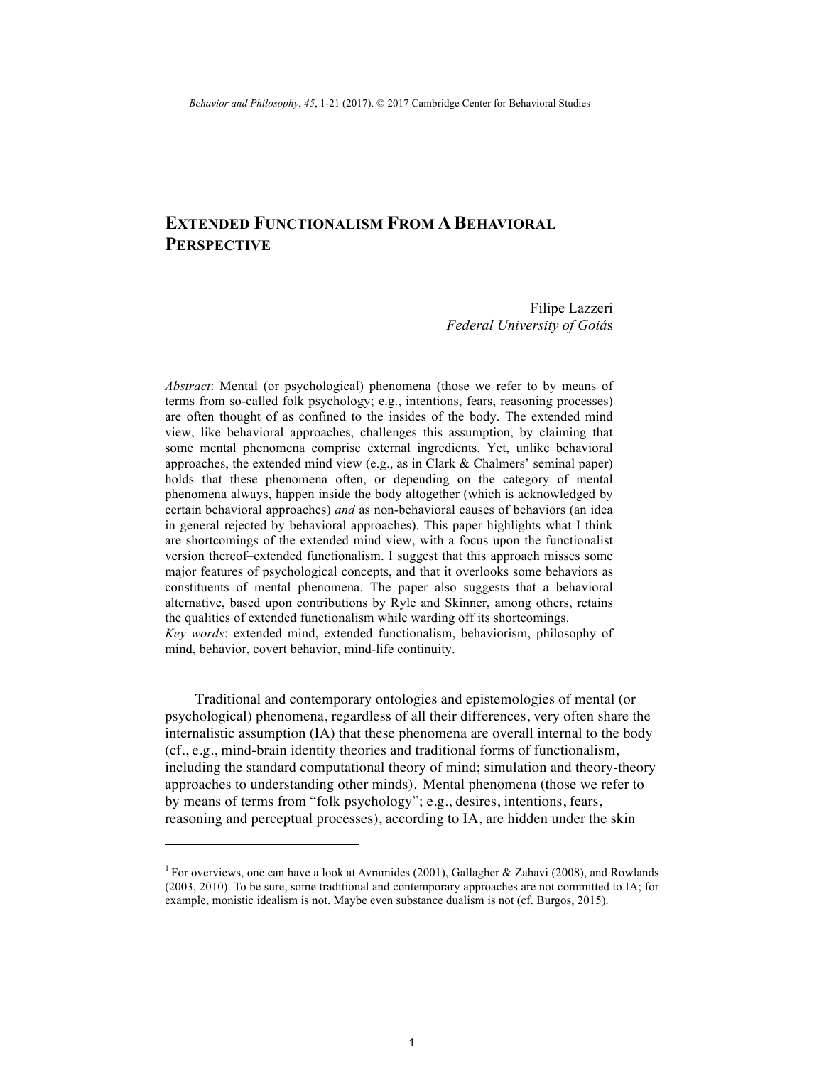# EXTENDED FUNCTIONALISM FROM A BEHAVIORAL PERSPECTIVE

Filipe Lazzeri
*Federal University of Goiás*

*Abstract*: Mental (or psychological) phenomena (those we refer to by means of terms from so-called folk psychology; e.g., intentions, fears, reasoning processes) are often thought of as confined to the insides of the body. The extended mind view, like behavioral approaches, challenges this assumption, by claiming that some mental phenomena comprise external ingredients. Yet, unlike behavioral approaches, the extended mind view (e.g., as in Clark & Chalmers' seminal paper) holds that these phenomena often, or depending on the category of mental phenomena always, happen inside the body altogether (which is acknowledged by certain behavioral approaches) *and* as non-behavioral causes of behaviors (an idea in general rejected by behavioral approaches). This paper highlights what I think are shortcomings of the extended mind view, with a focus upon the functionalist version thereof–extended functionalism. I suggest that this approach misses some major features of psychological concepts, and that it overlooks some behaviors as constituents of mental phenomena. The paper also suggests that a behavioral alternative, based upon contributions by Ryle and Skinner, among others, retains the qualities of extended functionalism while warding off its shortcomings.
*Key words*: extended mind, extended functionalism, behaviorism, philosophy of mind, behavior, covert behavior, mind-life continuity.

Traditional and contemporary ontologies and epistemologies of mental (or psychological) phenomena, regardless of all their differences, very often share the internalistic assumption (IA) that these phenomena are overall internal to the body (cf., e.g., mind-brain identity theories and traditional forms of functionalism, including the standard computational theory of mind; simulation and theory-theory approaches to understanding other minds).[1] Mental phenomena (those we refer to by means of terms from "folk psychology"; e.g., desires, intentions, fears, reasoning and perceptual processes), according to IA, are hidden under the skin

---

[1] For overviews, one can have a look at Avramides (2001), Gallagher & Zahavi (2008), and Rowlands (2003, 2010). To be sure, some traditional and contemporary approaches are not committed to IA; for example, monistic idealism is not. Maybe even substance dualism is not (cf. Burgos, 2015).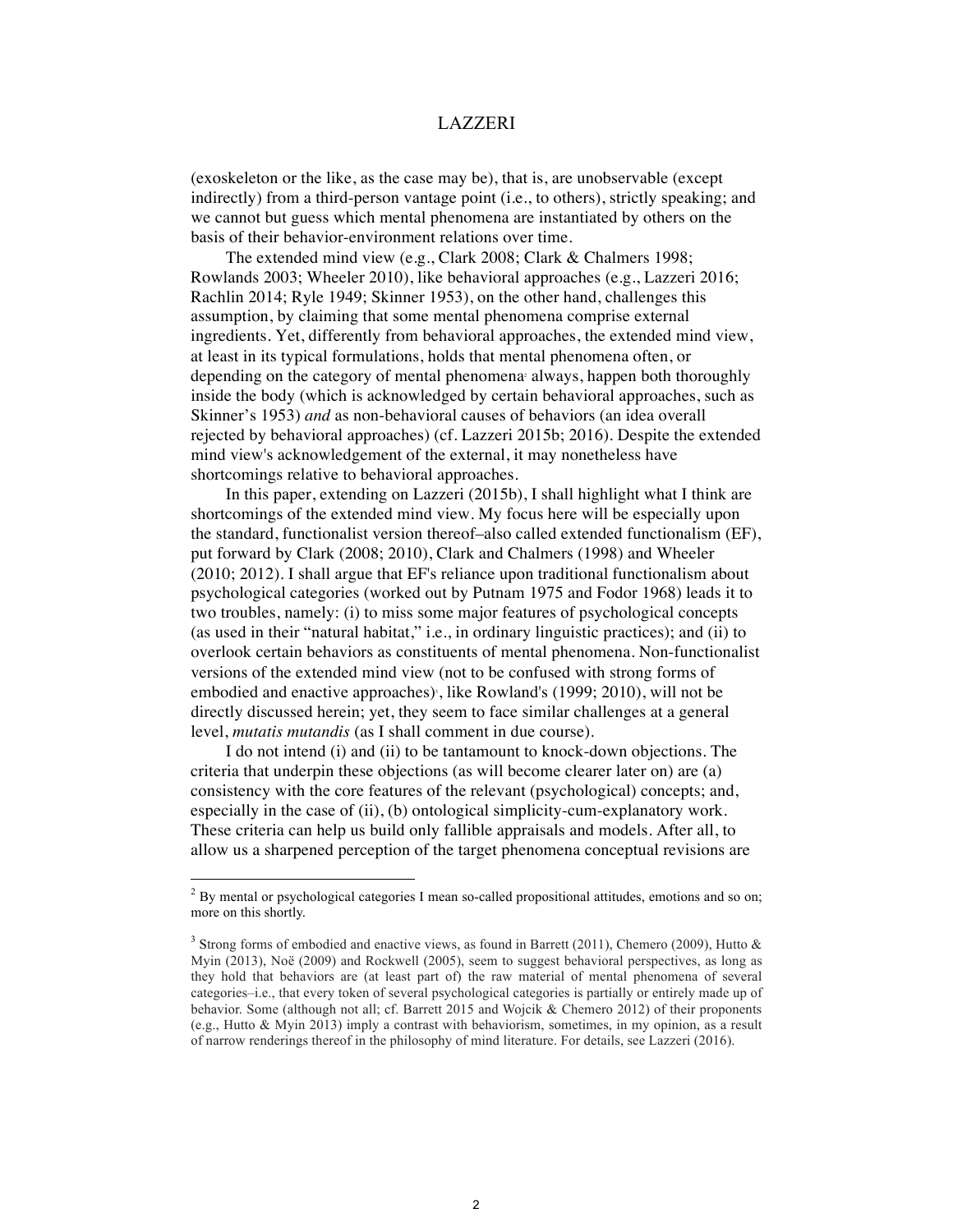(exoskeleton or the like, as the case may be), that is, are unobservable (except indirectly) from a third-person vantage point (i.e., to others), strictly speaking; and we cannot but guess which mental phenomena are instantiated by others on the basis of their behavior-environment relations over time.

The extended mind view (e.g., Clark 2008; Clark & Chalmers 1998; Rowlands 2003; Wheeler 2010), like behavioral approaches (e.g., Lazzeri 2016; Rachlin 2014; Ryle 1949; Skinner 1953), on the other hand, challenges this assumption, by claiming that some mental phenomena comprise external ingredients. Yet, differently from behavioral approaches, the extended mind view, at least in its typical formulations, holds that mental phenomena often, or depending on the category of mental phenomena[2] always, happen both thoroughly inside the body (which is acknowledged by certain behavioral approaches, such as Skinner's 1953) *and* as non-behavioral causes of behaviors (an idea overall rejected by behavioral approaches) (cf. Lazzeri 2015b; 2016). Despite the extended mind view's acknowledgement of the external, it may nonetheless have shortcomings relative to behavioral approaches.

In this paper, extending on Lazzeri (2015b), I shall highlight what I think are shortcomings of the extended mind view. My focus here will be especially upon the standard, functionalist version thereof–also called extended functionalism (EF), put forward by Clark (2008; 2010), Clark and Chalmers (1998) and Wheeler (2010; 2012). I shall argue that EF's reliance upon traditional functionalism about psychological categories (worked out by Putnam 1975 and Fodor 1968) leads it to two troubles, namely: (i) to miss some major features of psychological concepts (as used in their "natural habitat," i.e., in ordinary linguistic practices); and (ii) to overlook certain behaviors as constituents of mental phenomena. Non-functionalist versions of the extended mind view (not to be confused with strong forms of embodied and enactive approaches)[3], like Rowland's (1999; 2010), will not be directly discussed herein; yet, they seem to face similar challenges at a general level, *mutatis mutandis* (as I shall comment in due course).

I do not intend (i) and (ii) to be tantamount to knock-down objections. The criteria that underpin these objections (as will become clearer later on) are (a) consistency with the core features of the relevant (psychological) concepts; and, especially in the case of (ii), (b) ontological simplicity-cum-explanatory work. These criteria can help us build only fallible appraisals and models. After all, to allow us a sharpened perception of the target phenomena conceptual revisions are

---

[2] By mental or psychological categories I mean so-called propositional attitudes, emotions and so on; more on this shortly.

[3] Strong forms of embodied and enactive views, as found in Barrett (2011), Chemero (2009), Hutto & Myin (2013), Noë (2009) and Rockwell (2005), seem to suggest behavioral perspectives, as long as they hold that behaviors are (at least part of) the raw material of mental phenomena of several categories–i.e., that every token of several psychological categories is partially or entirely made up of behavior. Some (although not all; cf. Barrett 2015 and Wojcik & Chemero 2012) of their proponents (e.g., Hutto & Myin 2013) imply a contrast with behaviorism, sometimes, in my opinion, as a result of narrow renderings thereof in the philosophy of mind literature. For details, see Lazzeri (2016).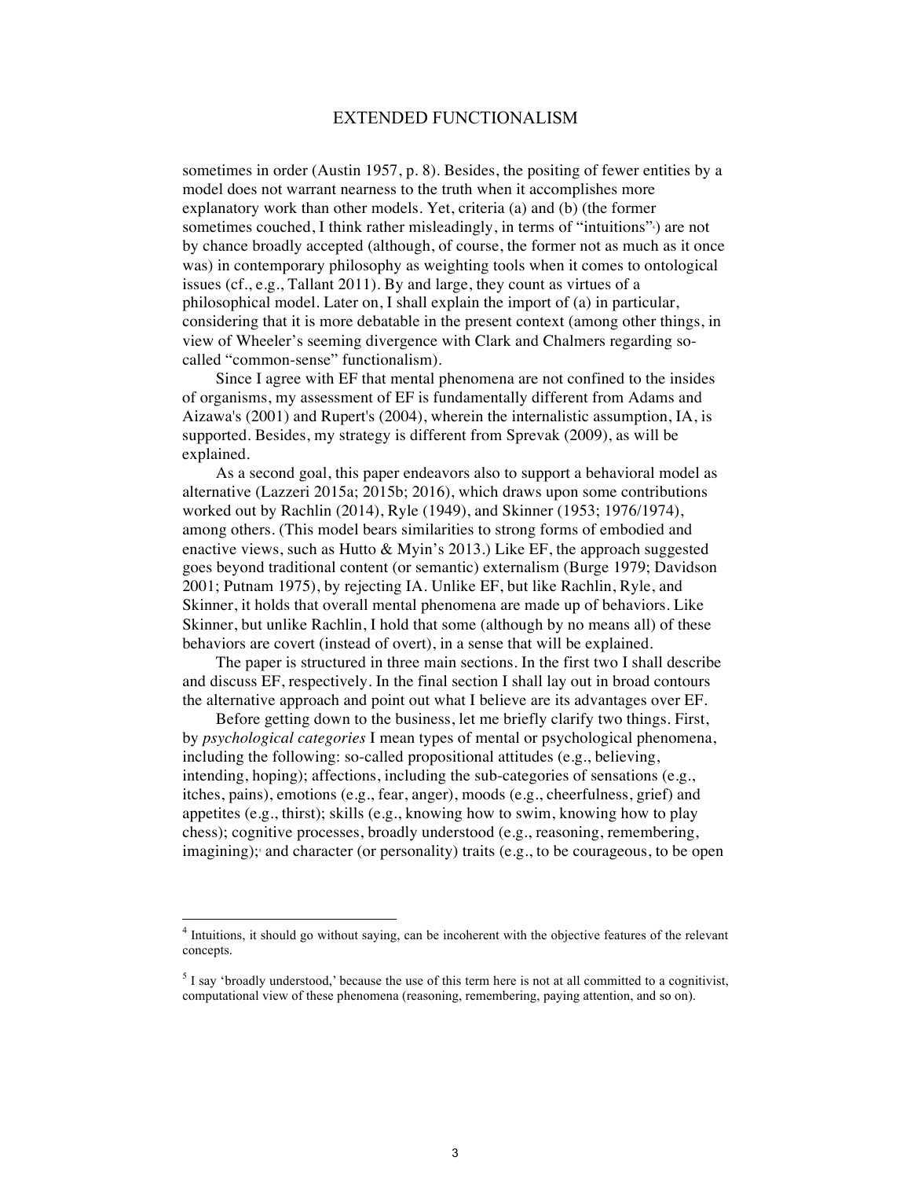sometimes in order (Austin 1957, p. 8). Besides, the positing of fewer entities by a model does not warrant nearness to the truth when it accomplishes more explanatory work than other models. Yet, criteria (a) and (b) (the former sometimes couched, I think rather misleadingly, in terms of "intuitions"[4]) are not by chance broadly accepted (although, of course, the former not as much as it once was) in contemporary philosophy as weighting tools when it comes to ontological issues (cf., e.g., Tallant 2011). By and large, they count as virtues of a philosophical model. Later on, I shall explain the import of (a) in particular, considering that it is more debatable in the present context (among other things, in view of Wheeler's seeming divergence with Clark and Chalmers regarding so-called "common-sense" functionalism).

Since I agree with EF that mental phenomena are not confined to the insides of organisms, my assessment of EF is fundamentally different from Adams and Aizawa's (2001) and Rupert's (2004), wherein the internalistic assumption, IA, is supported. Besides, my strategy is different from Sprevak (2009), as will be explained.

As a second goal, this paper endeavors also to support a behavioral model as alternative (Lazzeri 2015a; 2015b; 2016), which draws upon some contributions worked out by Rachlin (2014), Ryle (1949), and Skinner (1953; 1976/1974), among others. (This model bears similarities to strong forms of embodied and enactive views, such as Hutto & Myin's 2013.) Like EF, the approach suggested goes beyond traditional content (or semantic) externalism (Burge 1979; Davidson 2001; Putnam 1975), by rejecting IA. Unlike EF, but like Rachlin, Ryle, and Skinner, it holds that overall mental phenomena are made up of behaviors. Like Skinner, but unlike Rachlin, I hold that some (although by no means all) of these behaviors are covert (instead of overt), in a sense that will be explained.

The paper is structured in three main sections. In the first two I shall describe and discuss EF, respectively. In the final section I shall lay out in broad contours the alternative approach and point out what I believe are its advantages over EF.

Before getting down to the business, let me briefly clarify two things. First, by *psychological categories* I mean types of mental or psychological phenomena, including the following: so-called propositional attitudes (e.g., believing, intending, hoping); affections, including the sub-categories of sensations (e.g., itches, pains), emotions (e.g., fear, anger), moods (e.g., cheerfulness, grief) and appetites (e.g., thirst); skills (e.g., knowing how to swim, knowing how to play chess); cognitive processes, broadly understood (e.g., reasoning, remembering, imagining);[5] and character (or personality) traits (e.g., to be courageous, to be open

---

[4] Intuitions, it should go without saying, can be incoherent with the objective features of the relevant concepts.

[5] I say 'broadly understood,' because the use of this term here is not at all committed to a cognitivist, computational view of these phenomena (reasoning, remembering, paying attention, and so on).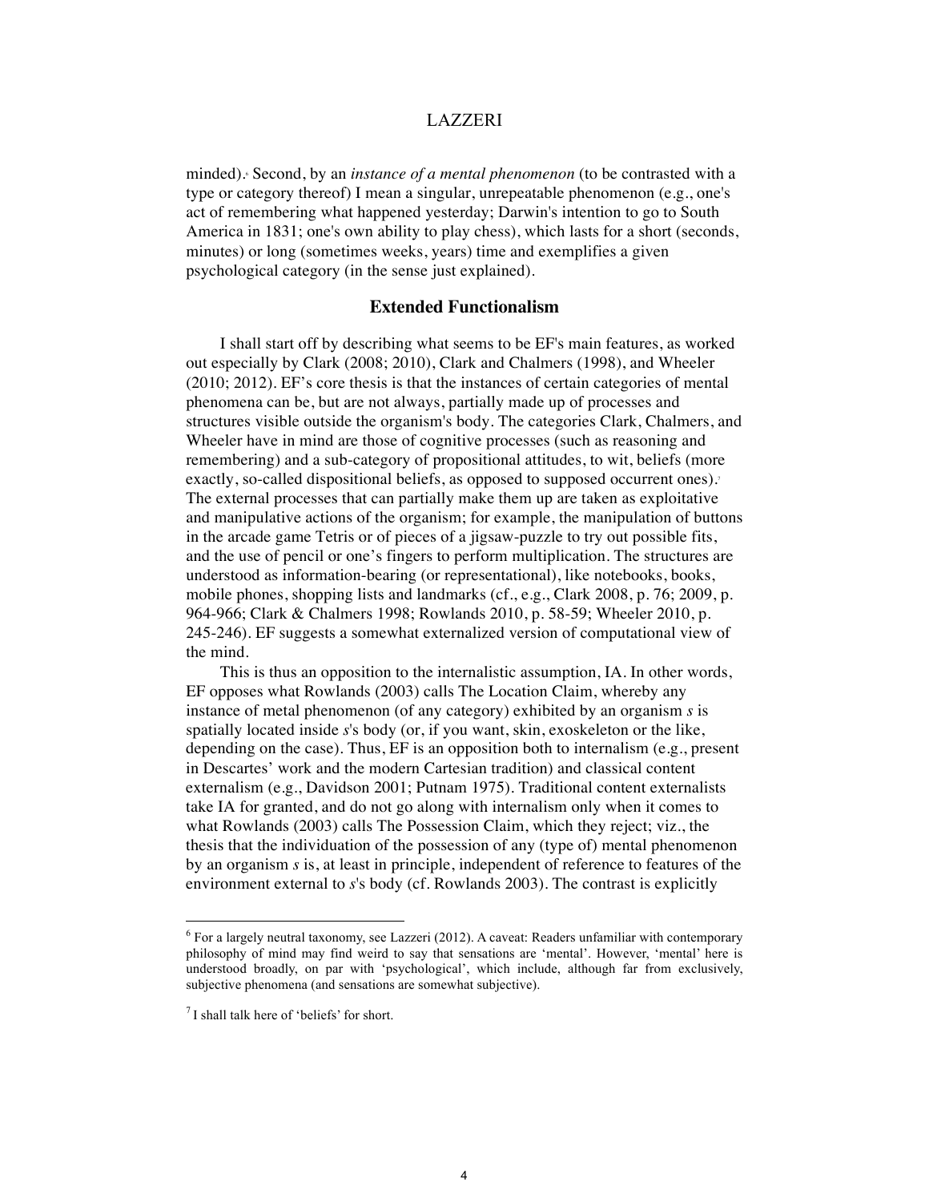minded).[6] Second, by an *instance of a mental phenomenon* (to be contrasted with a type or category thereof) I mean a singular, unrepeatable phenomenon (e.g., one's act of remembering what happened yesterday; Darwin's intention to go to South America in 1831; one's own ability to play chess), which lasts for a short (seconds, minutes) or long (sometimes weeks, years) time and exemplifies a given psychological category (in the sense just explained).

## Extended Functionalism

I shall start off by describing what seems to be EF's main features, as worked out especially by Clark (2008; 2010), Clark and Chalmers (1998), and Wheeler (2010; 2012). EF's core thesis is that the instances of certain categories of mental phenomena can be, but are not always, partially made up of processes and structures visible outside the organism's body. The categories Clark, Chalmers, and Wheeler have in mind are those of cognitive processes (such as reasoning and remembering) and a sub-category of propositional attitudes, to wit, beliefs (more exactly, so-called dispositional beliefs, as opposed to supposed occurrent ones).[7] The external processes that can partially make them up are taken as exploitative and manipulative actions of the organism; for example, the manipulation of buttons in the arcade game Tetris or of pieces of a jigsaw-puzzle to try out possible fits, and the use of pencil or one's fingers to perform multiplication. The structures are understood as information-bearing (or representational), like notebooks, books, mobile phones, shopping lists and landmarks (cf., e.g., Clark 2008, p. 76; 2009, p. 964-966; Clark & Chalmers 1998; Rowlands 2010, p. 58-59; Wheeler 2010, p. 245-246). EF suggests a somewhat externalized version of computational view of the mind.

This is thus an opposition to the internalistic assumption, IA. In other words, EF opposes what Rowlands (2003) calls The Location Claim, whereby any instance of metal phenomenon (of any category) exhibited by an organism *s* is spatially located inside *s*'s body (or, if you want, skin, exoskeleton or the like, depending on the case). Thus, EF is an opposition both to internalism (e.g., present in Descartes' work and the modern Cartesian tradition) and classical content externalism (e.g., Davidson 2001; Putnam 1975). Traditional content externalists take IA for granted, and do not go along with internalism only when it comes to what Rowlands (2003) calls The Possession Claim, which they reject; viz., the thesis that the individuation of the possession of any (type of) mental phenomenon by an organism *s* is, at least in principle, independent of reference to features of the environment external to *s*'s body (cf. Rowlands 2003). The contrast is explicitly

---

[6] For a largely neutral taxonomy, see Lazzeri (2012). A caveat: Readers unfamiliar with contemporary philosophy of mind may find weird to say that sensations are 'mental'. However, 'mental' here is understood broadly, on par with 'psychological', which include, although far from exclusively, subjective phenomena (and sensations are somewhat subjective).

[7] I shall talk here of 'beliefs' for short.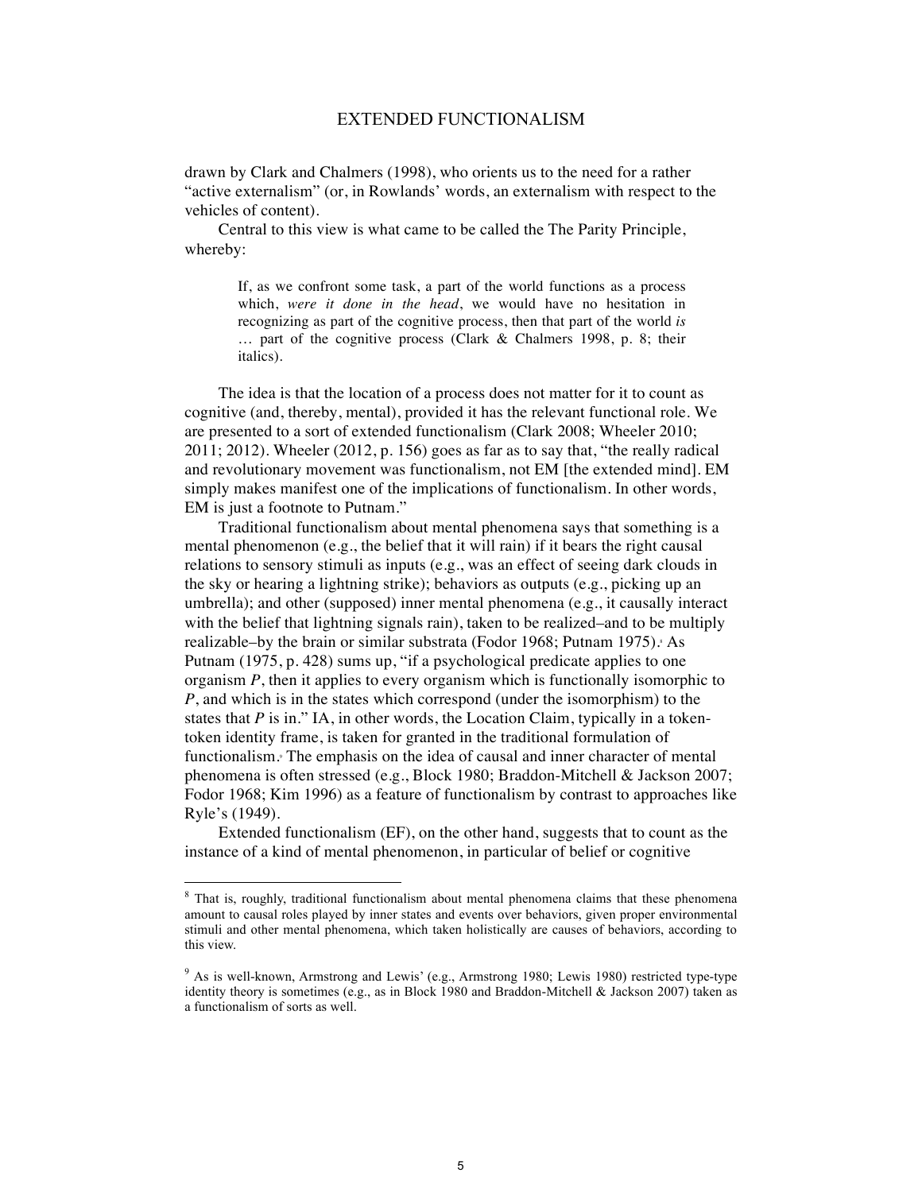drawn by Clark and Chalmers (1998), who orients us to the need for a rather "active externalism" (or, in Rowlands' words, an externalism with respect to the vehicles of content).

Central to this view is what came to be called the The Parity Principle, whereby:

> If, as we confront some task, a part of the world functions as a process which, *were it done in the head*, we would have no hesitation in recognizing as part of the cognitive process, then that part of the world *is* … part of the cognitive process (Clark & Chalmers 1998, p. 8; their italics).

The idea is that the location of a process does not matter for it to count as cognitive (and, thereby, mental), provided it has the relevant functional role. We are presented to a sort of extended functionalism (Clark 2008; Wheeler 2010; 2011; 2012). Wheeler (2012, p. 156) goes as far as to say that, "the really radical and revolutionary movement was functionalism, not EM [the extended mind]. EM simply makes manifest one of the implications of functionalism. In other words, EM is just a footnote to Putnam."

Traditional functionalism about mental phenomena says that something is a mental phenomenon (e.g., the belief that it will rain) if it bears the right causal relations to sensory stimuli as inputs (e.g., was an effect of seeing dark clouds in the sky or hearing a lightning strike); behaviors as outputs (e.g., picking up an umbrella); and other (supposed) inner mental phenomena (e.g., it causally interact with the belief that lightning signals rain), taken to be realized–and to be multiply realizable–by the brain or similar substrata (Fodor 1968; Putnam 1975).[8] As Putnam (1975, p. 428) sums up, "if a psychological predicate applies to one organism *P*, then it applies to every organism which is functionally isomorphic to *P*, and which is in the states which correspond (under the isomorphism) to the states that *P* is in." IA, in other words, the Location Claim, typically in a token-token identity frame, is taken for granted in the traditional formulation of functionalism.[9] The emphasis on the idea of causal and inner character of mental phenomena is often stressed (e.g., Block 1980; Braddon-Mitchell & Jackson 2007; Fodor 1968; Kim 1996) as a feature of functionalism by contrast to approaches like Ryle's (1949).

Extended functionalism (EF), on the other hand, suggests that to count as the instance of a kind of mental phenomenon, in particular of belief or cognitive

---

[8] That is, roughly, traditional functionalism about mental phenomena claims that these phenomena amount to causal roles played by inner states and events over behaviors, given proper environmental stimuli and other mental phenomena, which taken holistically are causes of behaviors, according to this view.

[9] As is well-known, Armstrong and Lewis' (e.g., Armstrong 1980; Lewis 1980) restricted type-type identity theory is sometimes (e.g., as in Block 1980 and Braddon-Mitchell & Jackson 2007) taken as a functionalism of sorts as well.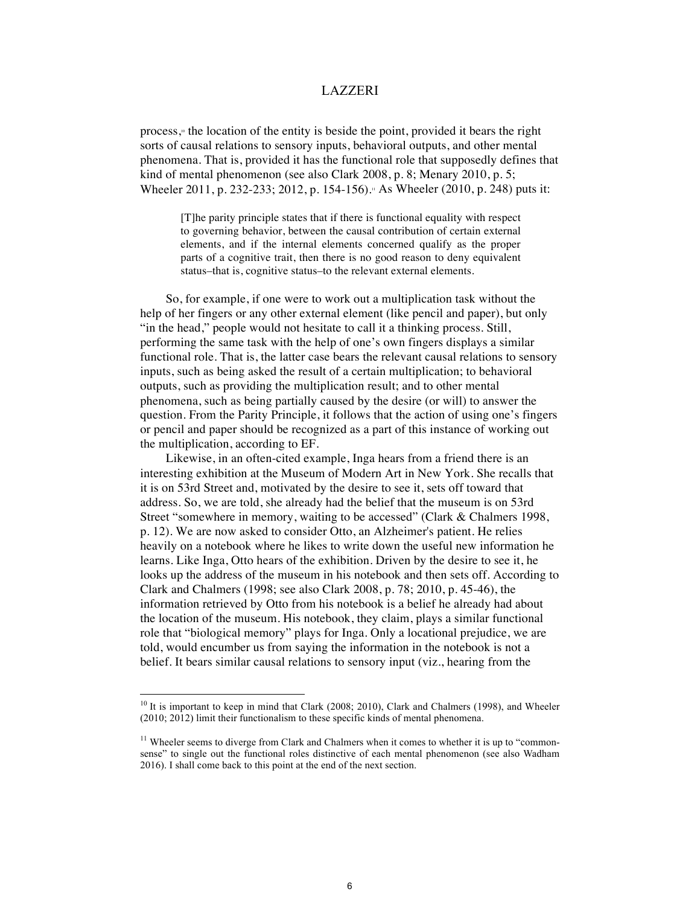process,[10] the location of the entity is beside the point, provided it bears the right sorts of causal relations to sensory inputs, behavioral outputs, and other mental phenomena. That is, provided it has the functional role that supposedly defines that kind of mental phenomenon (see also Clark 2008, p. 8; Menary 2010, p. 5; Wheeler 2011, p. 232-233; 2012, p. 154-156).[11] As Wheeler (2010, p. 248) puts it:

> [T]he parity principle states that if there is functional equality with respect to governing behavior, between the causal contribution of certain external elements, and if the internal elements concerned qualify as the proper parts of a cognitive trait, then there is no good reason to deny equivalent status–that is, cognitive status–to the relevant external elements.

So, for example, if one were to work out a multiplication task without the help of her fingers or any other external element (like pencil and paper), but only "in the head," people would not hesitate to call it a thinking process. Still, performing the same task with the help of one's own fingers displays a similar functional role. That is, the latter case bears the relevant causal relations to sensory inputs, such as being asked the result of a certain multiplication; to behavioral outputs, such as providing the multiplication result; and to other mental phenomena, such as being partially caused by the desire (or will) to answer the question. From the Parity Principle, it follows that the action of using one's fingers or pencil and paper should be recognized as a part of this instance of working out the multiplication, according to EF.

Likewise, in an often-cited example, Inga hears from a friend there is an interesting exhibition at the Museum of Modern Art in New York. She recalls that it is on 53rd Street and, motivated by the desire to see it, sets off toward that address. So, we are told, she already had the belief that the museum is on 53rd Street "somewhere in memory, waiting to be accessed" (Clark & Chalmers 1998, p. 12). We are now asked to consider Otto, an Alzheimer's patient. He relies heavily on a notebook where he likes to write down the useful new information he learns. Like Inga, Otto hears of the exhibition. Driven by the desire to see it, he looks up the address of the museum in his notebook and then sets off. According to Clark and Chalmers (1998; see also Clark 2008, p. 78; 2010, p. 45-46), the information retrieved by Otto from his notebook is a belief he already had about the location of the museum. His notebook, they claim, plays a similar functional role that "biological memory" plays for Inga. Only a locational prejudice, we are told, would encumber us from saying the information in the notebook is not a belief. It bears similar causal relations to sensory input (viz., hearing from the

---

[10] It is important to keep in mind that Clark (2008; 2010), Clark and Chalmers (1998), and Wheeler (2010; 2012) limit their functionalism to these specific kinds of mental phenomena.

[11] Wheeler seems to diverge from Clark and Chalmers when it comes to whether it is up to "common-sense" to single out the functional roles distinctive of each mental phenomenon (see also Wadham 2016). I shall come back to this point at the end of the next section.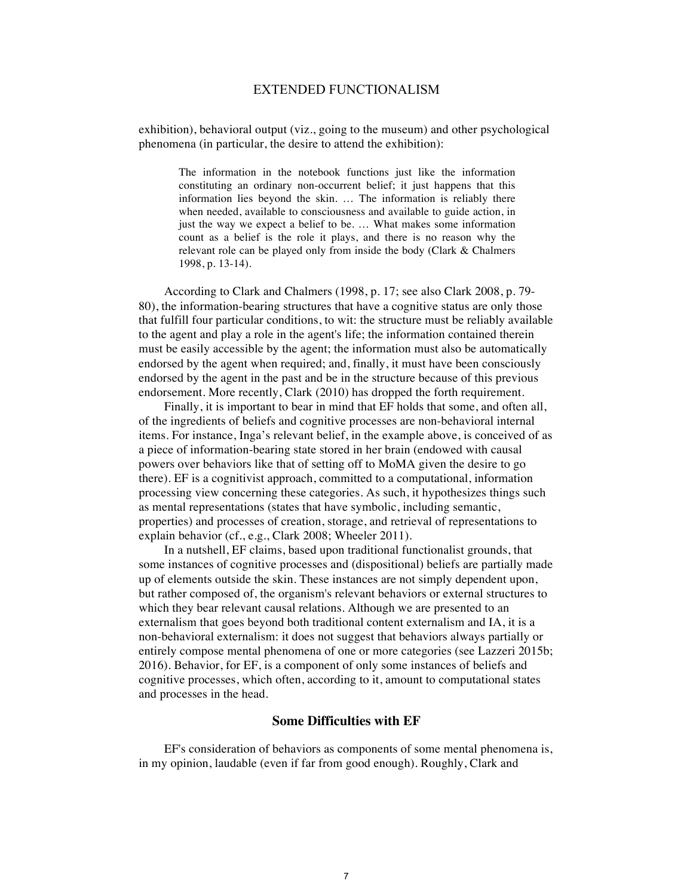exhibition), behavioral output (viz., going to the museum) and other psychological phenomena (in particular, the desire to attend the exhibition):

> The information in the notebook functions just like the information constituting an ordinary non-occurrent belief; it just happens that this information lies beyond the skin. … The information is reliably there when needed, available to consciousness and available to guide action, in just the way we expect a belief to be. … What makes some information count as a belief is the role it plays, and there is no reason why the relevant role can be played only from inside the body (Clark & Chalmers 1998, p. 13-14).

According to Clark and Chalmers (1998, p. 17; see also Clark 2008, p. 79-80), the information-bearing structures that have a cognitive status are only those that fulfill four particular conditions, to wit: the structure must be reliably available to the agent and play a role in the agent's life; the information contained therein must be easily accessible by the agent; the information must also be automatically endorsed by the agent when required; and, finally, it must have been consciously endorsed by the agent in the past and be in the structure because of this previous endorsement. More recently, Clark (2010) has dropped the forth requirement.

Finally, it is important to bear in mind that EF holds that some, and often all, of the ingredients of beliefs and cognitive processes are non-behavioral internal items. For instance, Inga's relevant belief, in the example above, is conceived of as a piece of information-bearing state stored in her brain (endowed with causal powers over behaviors like that of setting off to MoMA given the desire to go there). EF is a cognitivist approach, committed to a computational, information processing view concerning these categories. As such, it hypothesizes things such as mental representations (states that have symbolic, including semantic, properties) and processes of creation, storage, and retrieval of representations to explain behavior (cf., e.g., Clark 2008; Wheeler 2011).

In a nutshell, EF claims, based upon traditional functionalist grounds, that some instances of cognitive processes and (dispositional) beliefs are partially made up of elements outside the skin. These instances are not simply dependent upon, but rather composed of, the organism's relevant behaviors or external structures to which they bear relevant causal relations. Although we are presented to an externalism that goes beyond both traditional content externalism and IA, it is a non-behavioral externalism: it does not suggest that behaviors always partially or entirely compose mental phenomena of one or more categories (see Lazzeri 2015b; 2016). Behavior, for EF, is a component of only some instances of beliefs and cognitive processes, which often, according to it, amount to computational states and processes in the head.

## Some Difficulties with EF

EF's consideration of behaviors as components of some mental phenomena is, in my opinion, laudable (even if far from good enough). Roughly, Clark and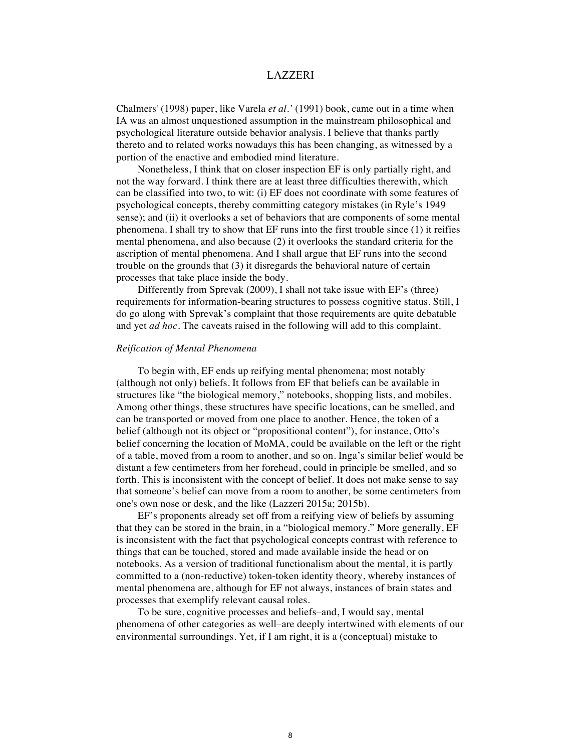Chalmers' (1998) paper, like Varela *et al.'* (1991) book, came out in a time when IA was an almost unquestioned assumption in the mainstream philosophical and psychological literature outside behavior analysis. I believe that thanks partly thereto and to related works nowadays this has been changing, as witnessed by a portion of the enactive and embodied mind literature.

Nonetheless, I think that on closer inspection EF is only partially right, and not the way forward. I think there are at least three difficulties therewith, which can be classified into two, to wit: (i) EF does not coordinate with some features of psychological concepts, thereby committing category mistakes (in Ryle's 1949 sense); and (ii) it overlooks a set of behaviors that are components of some mental phenomena. I shall try to show that EF runs into the first trouble since (1) it reifies mental phenomena, and also because (2) it overlooks the standard criteria for the ascription of mental phenomena. And I shall argue that EF runs into the second trouble on the grounds that (3) it disregards the behavioral nature of certain processes that take place inside the body.

Differently from Sprevak (2009), I shall not take issue with EF's (three) requirements for information-bearing structures to possess cognitive status. Still, I do go along with Sprevak's complaint that those requirements are quite debatable and yet *ad hoc*. The caveats raised in the following will add to this complaint.

### *Reification of Mental Phenomena*

To begin with, EF ends up reifying mental phenomena; most notably (although not only) beliefs. It follows from EF that beliefs can be available in structures like "the biological memory," notebooks, shopping lists, and mobiles. Among other things, these structures have specific locations, can be smelled, and can be transported or moved from one place to another. Hence, the token of a belief (although not its object or "propositional content"), for instance, Otto's belief concerning the location of MoMA, could be available on the left or the right of a table, moved from a room to another, and so on. Inga's similar belief would be distant a few centimeters from her forehead, could in principle be smelled, and so forth. This is inconsistent with the concept of belief. It does not make sense to say that someone's belief can move from a room to another, be some centimeters from one's own nose or desk, and the like (Lazzeri 2015a; 2015b).

EF's proponents already set off from a reifying view of beliefs by assuming that they can be stored in the brain, in a "biological memory." More generally, EF is inconsistent with the fact that psychological concepts contrast with reference to things that can be touched, stored and made available inside the head or on notebooks. As a version of traditional functionalism about the mental, it is partly committed to a (non-reductive) token-token identity theory, whereby instances of mental phenomena are, although for EF not always, instances of brain states and processes that exemplify relevant causal roles.

To be sure, cognitive processes and beliefs–and, I would say, mental phenomena of other categories as well–are deeply intertwined with elements of our environmental surroundings. Yet, if I am right, it is a (conceptual) mistake to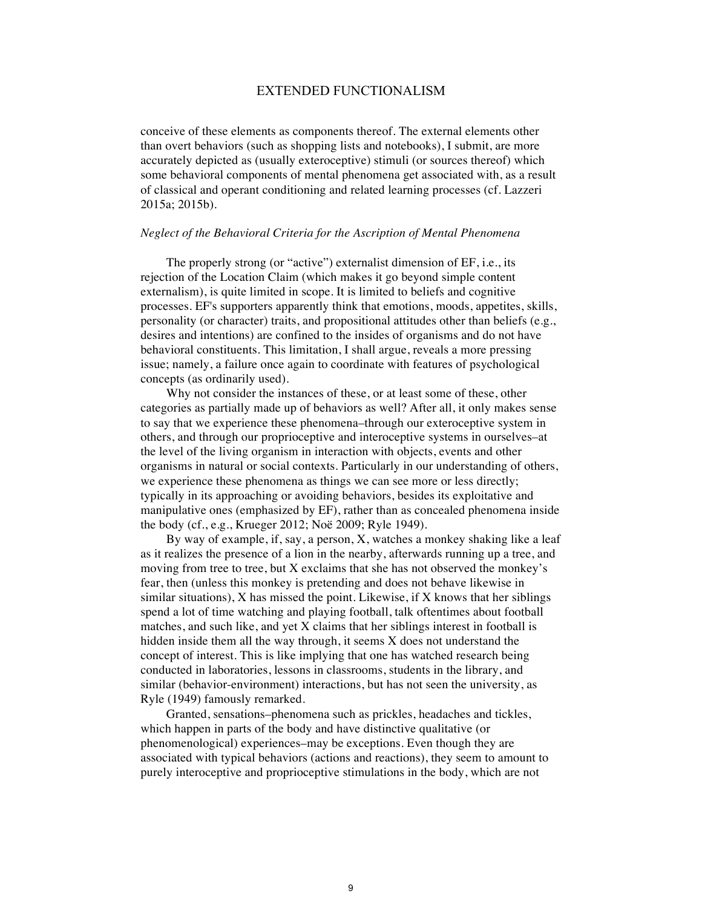conceive of these elements as components thereof. The external elements other than overt behaviors (such as shopping lists and notebooks), I submit, are more accurately depicted as (usually exteroceptive) stimuli (or sources thereof) which some behavioral components of mental phenomena get associated with, as a result of classical and operant conditioning and related learning processes (cf. Lazzeri 2015a; 2015b).

### *Neglect of the Behavioral Criteria for the Ascription of Mental Phenomena*

The properly strong (or "active") externalist dimension of EF, i.e., its rejection of the Location Claim (which makes it go beyond simple content externalism), is quite limited in scope. It is limited to beliefs and cognitive processes. EF's supporters apparently think that emotions, moods, appetites, skills, personality (or character) traits, and propositional attitudes other than beliefs (e.g., desires and intentions) are confined to the insides of organisms and do not have behavioral constituents. This limitation, I shall argue, reveals a more pressing issue; namely, a failure once again to coordinate with features of psychological concepts (as ordinarily used).

Why not consider the instances of these, or at least some of these, other categories as partially made up of behaviors as well? After all, it only makes sense to say that we experience these phenomena–through our exteroceptive system in others, and through our proprioceptive and interoceptive systems in ourselves–at the level of the living organism in interaction with objects, events and other organisms in natural or social contexts. Particularly in our understanding of others, we experience these phenomena as things we can see more or less directly; typically in its approaching or avoiding behaviors, besides its exploitative and manipulative ones (emphasized by EF), rather than as concealed phenomena inside the body (cf., e.g., Krueger 2012; Noë 2009; Ryle 1949).

By way of example, if, say, a person, X, watches a monkey shaking like a leaf as it realizes the presence of a lion in the nearby, afterwards running up a tree, and moving from tree to tree, but X exclaims that she has not observed the monkey's fear, then (unless this monkey is pretending and does not behave likewise in similar situations), X has missed the point. Likewise, if X knows that her siblings spend a lot of time watching and playing football, talk oftentimes about football matches, and such like, and yet X claims that her siblings interest in football is hidden inside them all the way through, it seems X does not understand the concept of interest. This is like implying that one has watched research being conducted in laboratories, lessons in classrooms, students in the library, and similar (behavior-environment) interactions, but has not seen the university, as Ryle (1949) famously remarked.

Granted, sensations–phenomena such as prickles, headaches and tickles, which happen in parts of the body and have distinctive qualitative (or phenomenological) experiences–may be exceptions. Even though they are associated with typical behaviors (actions and reactions), they seem to amount to purely interoceptive and proprioceptive stimulations in the body, which are not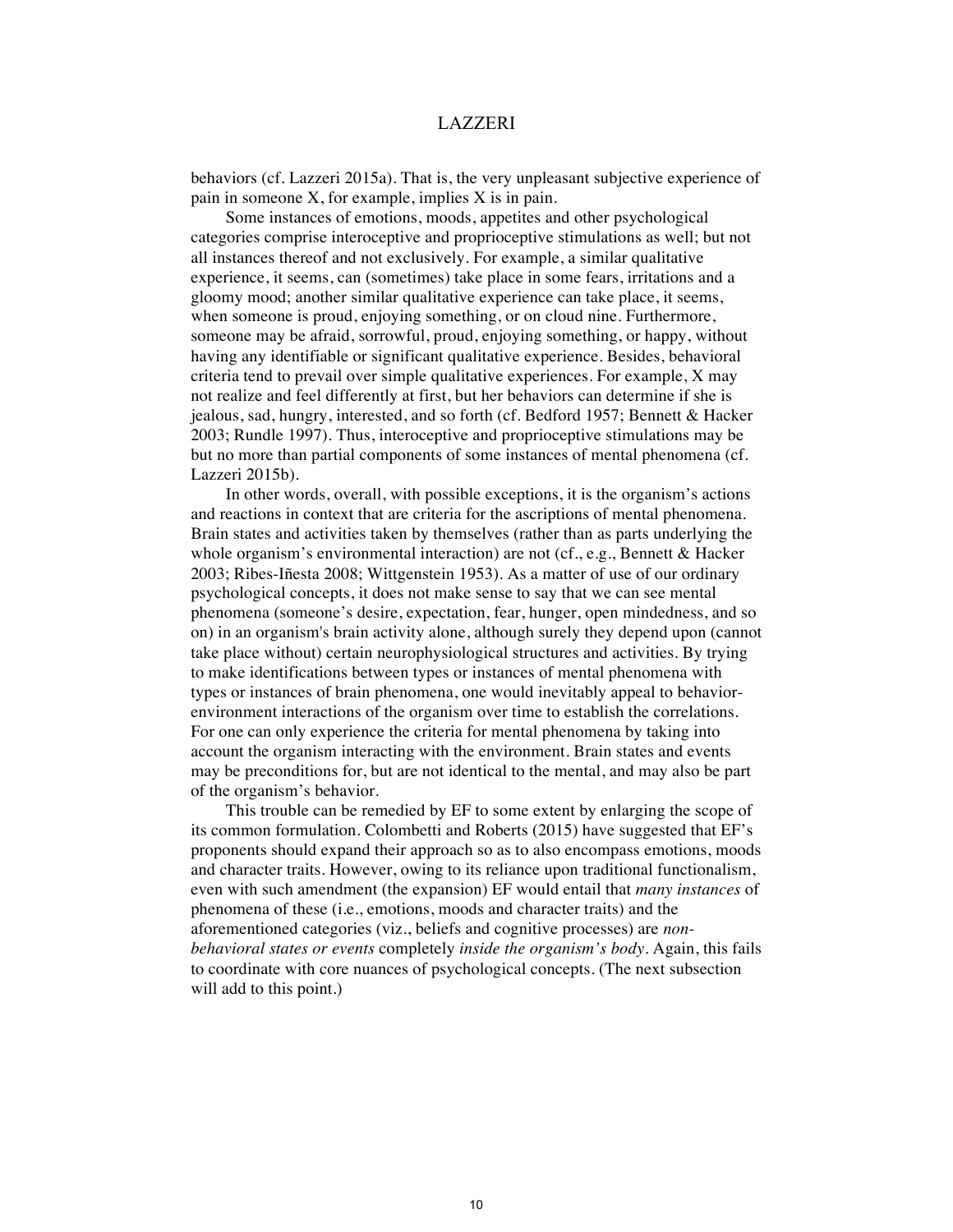behaviors (cf. Lazzeri 2015a). That is, the very unpleasant subjective experience of pain in someone X, for example, implies X is in pain.

Some instances of emotions, moods, appetites and other psychological categories comprise interoceptive and proprioceptive stimulations as well; but not all instances thereof and not exclusively. For example, a similar qualitative experience, it seems, can (sometimes) take place in some fears, irritations and a gloomy mood; another similar qualitative experience can take place, it seems, when someone is proud, enjoying something, or on cloud nine. Furthermore, someone may be afraid, sorrowful, proud, enjoying something, or happy, without having any identifiable or significant qualitative experience. Besides, behavioral criteria tend to prevail over simple qualitative experiences. For example, X may not realize and feel differently at first, but her behaviors can determine if she is jealous, sad, hungry, interested, and so forth (cf. Bedford 1957; Bennett & Hacker 2003; Rundle 1997). Thus, interoceptive and proprioceptive stimulations may be but no more than partial components of some instances of mental phenomena (cf. Lazzeri 2015b).

In other words, overall, with possible exceptions, it is the organism's actions and reactions in context that are criteria for the ascriptions of mental phenomena. Brain states and activities taken by themselves (rather than as parts underlying the whole organism's environmental interaction) are not (cf., e.g., Bennett & Hacker 2003; Ribes-Iñesta 2008; Wittgenstein 1953). As a matter of use of our ordinary psychological concepts, it does not make sense to say that we can see mental phenomena (someone's desire, expectation, fear, hunger, open mindedness, and so on) in an organism's brain activity alone, although surely they depend upon (cannot take place without) certain neurophysiological structures and activities. By trying to make identifications between types or instances of mental phenomena with types or instances of brain phenomena, one would inevitably appeal to behavior-environment interactions of the organism over time to establish the correlations. For one can only experience the criteria for mental phenomena by taking into account the organism interacting with the environment. Brain states and events may be preconditions for, but are not identical to the mental, and may also be part of the organism's behavior.

This trouble can be remedied by EF to some extent by enlarging the scope of its common formulation. Colombetti and Roberts (2015) have suggested that EF's proponents should expand their approach so as to also encompass emotions, moods and character traits. However, owing to its reliance upon traditional functionalism, even with such amendment (the expansion) EF would entail that *many instances* of phenomena of these (i.e., emotions, moods and character traits) and the aforementioned categories (viz., beliefs and cognitive processes) are *non-behavioral states or events* completely *inside the organism's body*. Again, this fails to coordinate with core nuances of psychological concepts. (The next subsection will add to this point.)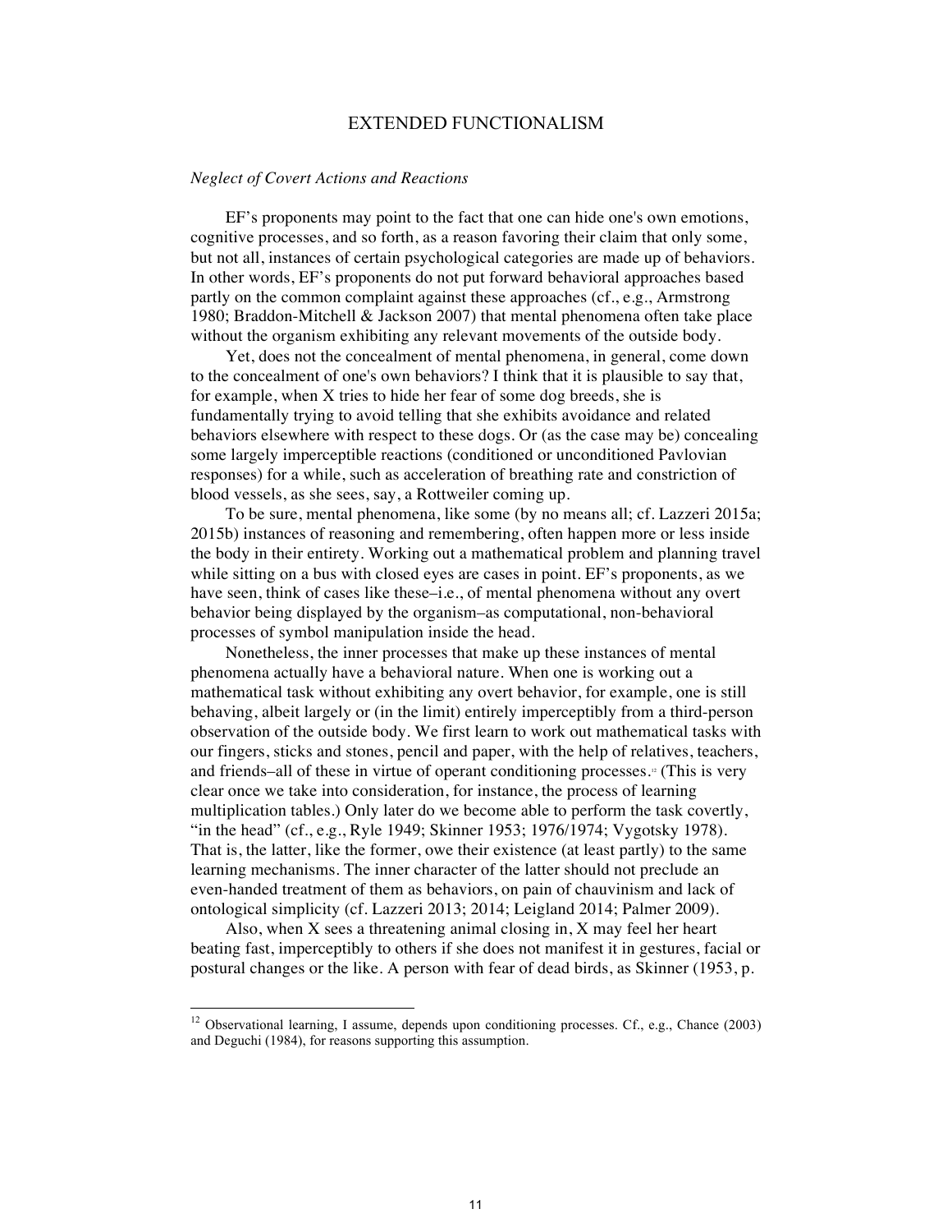### *Neglect of Covert Actions and Reactions*

EF's proponents may point to the fact that one can hide one's own emotions, cognitive processes, and so forth, as a reason favoring their claim that only some, but not all, instances of certain psychological categories are made up of behaviors. In other words, EF's proponents do not put forward behavioral approaches based partly on the common complaint against these approaches (cf., e.g., Armstrong 1980; Braddon-Mitchell & Jackson 2007) that mental phenomena often take place without the organism exhibiting any relevant movements of the outside body.

Yet, does not the concealment of mental phenomena, in general, come down to the concealment of one's own behaviors? I think that it is plausible to say that, for example, when X tries to hide her fear of some dog breeds, she is fundamentally trying to avoid telling that she exhibits avoidance and related behaviors elsewhere with respect to these dogs. Or (as the case may be) concealing some largely imperceptible reactions (conditioned or unconditioned Pavlovian responses) for a while, such as acceleration of breathing rate and constriction of blood vessels, as she sees, say, a Rottweiler coming up.

To be sure, mental phenomena, like some (by no means all; cf. Lazzeri 2015a; 2015b) instances of reasoning and remembering, often happen more or less inside the body in their entirety. Working out a mathematical problem and planning travel while sitting on a bus with closed eyes are cases in point. EF's proponents, as we have seen, think of cases like these–i.e., of mental phenomena without any overt behavior being displayed by the organism–as computational, non-behavioral processes of symbol manipulation inside the head.

Nonetheless, the inner processes that make up these instances of mental phenomena actually have a behavioral nature. When one is working out a mathematical task without exhibiting any overt behavior, for example, one is still behaving, albeit largely or (in the limit) entirely imperceptibly from a third-person observation of the outside body. We first learn to work out mathematical tasks with our fingers, sticks and stones, pencil and paper, with the help of relatives, teachers, and friends–all of these in virtue of operant conditioning processes.[12] (This is very clear once we take into consideration, for instance, the process of learning multiplication tables.) Only later do we become able to perform the task covertly, "in the head" (cf., e.g., Ryle 1949; Skinner 1953; 1976/1974; Vygotsky 1978). That is, the latter, like the former, owe their existence (at least partly) to the same learning mechanisms. The inner character of the latter should not preclude an even-handed treatment of them as behaviors, on pain of chauvinism and lack of ontological simplicity (cf. Lazzeri 2013; 2014; Leigland 2014; Palmer 2009).

Also, when X sees a threatening animal closing in, X may feel her heart beating fast, imperceptibly to others if she does not manifest it in gestures, facial or postural changes or the like. A person with fear of dead birds, as Skinner (1953, p.

---

[12] Observational learning, I assume, depends upon conditioning processes. Cf., e.g., Chance (2003) and Deguchi (1984), for reasons supporting this assumption.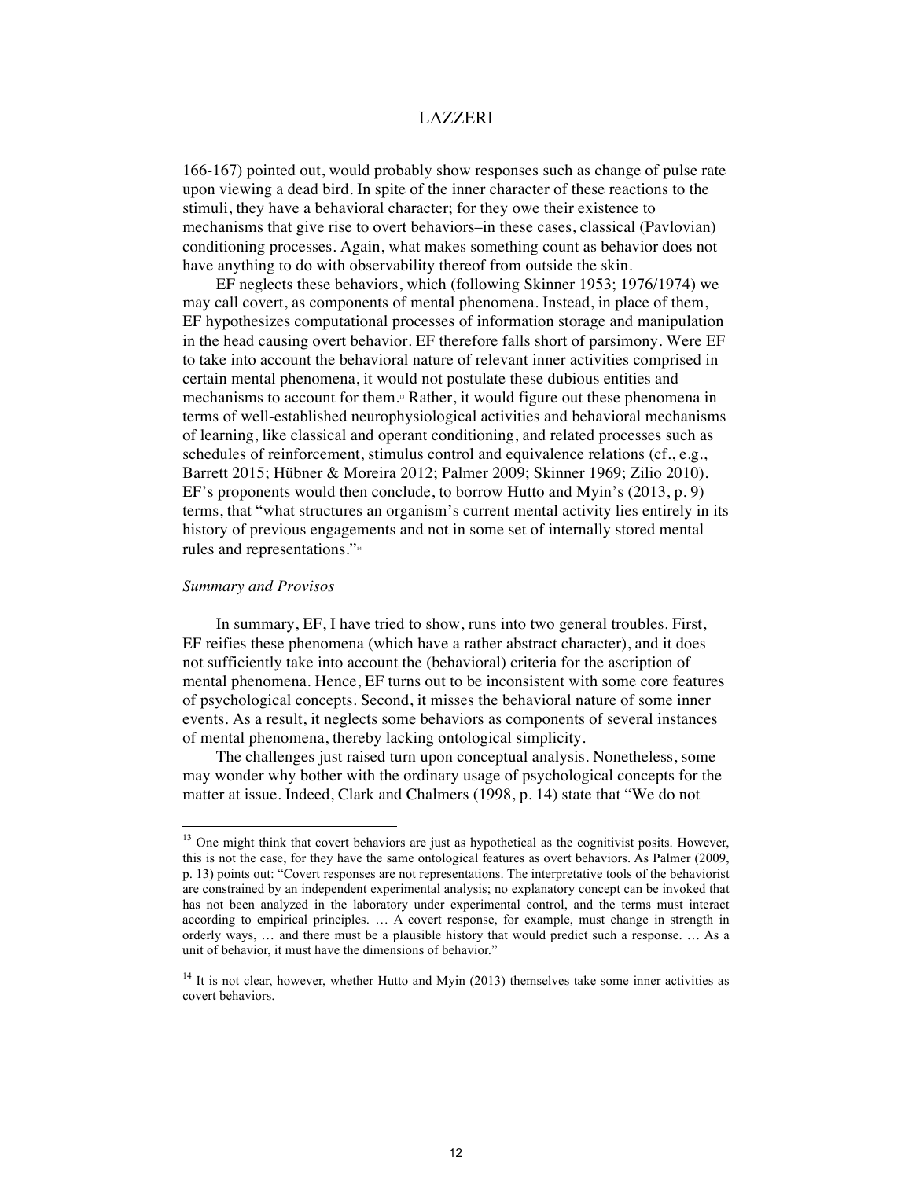166-167) pointed out, would probably show responses such as change of pulse rate upon viewing a dead bird. In spite of the inner character of these reactions to the stimuli, they have a behavioral character; for they owe their existence to mechanisms that give rise to overt behaviors–in these cases, classical (Pavlovian) conditioning processes. Again, what makes something count as behavior does not have anything to do with observability thereof from outside the skin.

EF neglects these behaviors, which (following Skinner 1953; 1976/1974) we may call covert, as components of mental phenomena. Instead, in place of them, EF hypothesizes computational processes of information storage and manipulation in the head causing overt behavior. EF therefore falls short of parsimony. Were EF to take into account the behavioral nature of relevant inner activities comprised in certain mental phenomena, it would not postulate these dubious entities and mechanisms to account for them.[13] Rather, it would figure out these phenomena in terms of well-established neurophysiological activities and behavioral mechanisms of learning, like classical and operant conditioning, and related processes such as schedules of reinforcement, stimulus control and equivalence relations (cf., e.g., Barrett 2015; Hübner & Moreira 2012; Palmer 2009; Skinner 1969; Zilio 2010). EF's proponents would then conclude, to borrow Hutto and Myin's (2013, p. 9) terms, that "what structures an organism's current mental activity lies entirely in its history of previous engagements and not in some set of internally stored mental rules and representations."[14]

*Summary and Provisos*

In summary, EF, I have tried to show, runs into two general troubles. First, EF reifies these phenomena (which have a rather abstract character), and it does not sufficiently take into account the (behavioral) criteria for the ascription of mental phenomena. Hence, EF turns out to be inconsistent with some core features of psychological concepts. Second, it misses the behavioral nature of some inner events. As a result, it neglects some behaviors as components of several instances of mental phenomena, thereby lacking ontological simplicity.

The challenges just raised turn upon conceptual analysis. Nonetheless, some may wonder why bother with the ordinary usage of psychological concepts for the matter at issue. Indeed, Clark and Chalmers (1998, p. 14) state that "We do not

---

[13] One might think that covert behaviors are just as hypothetical as the cognitivist posits. However, this is not the case, for they have the same ontological features as overt behaviors. As Palmer (2009, p. 13) points out: "Covert responses are not representations. The interpretative tools of the behaviorist are constrained by an independent experimental analysis; no explanatory concept can be invoked that has not been analyzed in the laboratory under experimental control, and the terms must interact according to empirical principles. … A covert response, for example, must change in strength in orderly ways, … and there must be a plausible history that would predict such a response. … As a unit of behavior, it must have the dimensions of behavior."

[14] It is not clear, however, whether Hutto and Myin (2013) themselves take some inner activities as covert behaviors.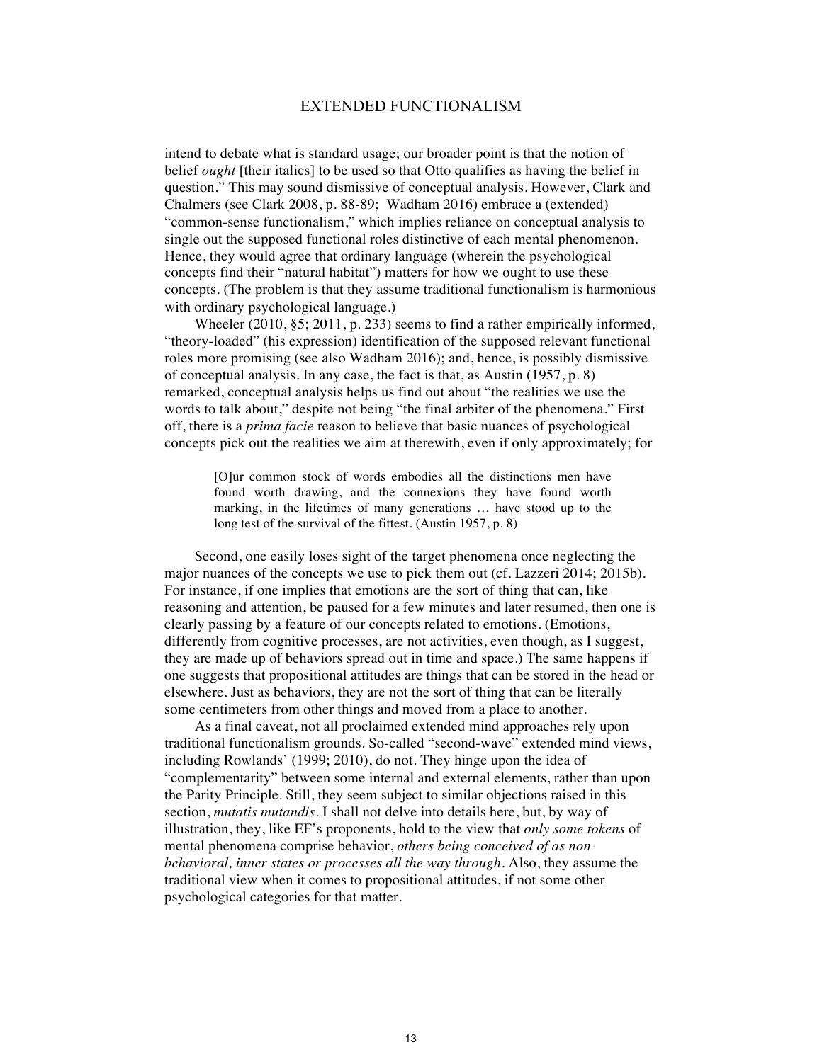intend to debate what is standard usage; our broader point is that the notion of belief *ought* [their italics] to be used so that Otto qualifies as having the belief in question." This may sound dismissive of conceptual analysis. However, Clark and Chalmers (see Clark 2008, p. 88-89; Wadham 2016) embrace a (extended) "common-sense functionalism," which implies reliance on conceptual analysis to single out the supposed functional roles distinctive of each mental phenomenon. Hence, they would agree that ordinary language (wherein the psychological concepts find their "natural habitat") matters for how we ought to use these concepts. (The problem is that they assume traditional functionalism is harmonious with ordinary psychological language.)

Wheeler (2010, §5; 2011, p. 233) seems to find a rather empirically informed, "theory-loaded" (his expression) identification of the supposed relevant functional roles more promising (see also Wadham 2016); and, hence, is possibly dismissive of conceptual analysis. In any case, the fact is that, as Austin (1957, p. 8) remarked, conceptual analysis helps us find out about "the realities we use the words to talk about," despite not being "the final arbiter of the phenomena." First off, there is a *prima facie* reason to believe that basic nuances of psychological concepts pick out the realities we aim at therewith, even if only approximately; for

> [O]ur common stock of words embodies all the distinctions men have found worth drawing, and the connexions they have found worth marking, in the lifetimes of many generations … have stood up to the long test of the survival of the fittest. (Austin 1957, p. 8)

Second, one easily loses sight of the target phenomena once neglecting the major nuances of the concepts we use to pick them out (cf. Lazzeri 2014; 2015b). For instance, if one implies that emotions are the sort of thing that can, like reasoning and attention, be paused for a few minutes and later resumed, then one is clearly passing by a feature of our concepts related to emotions. (Emotions, differently from cognitive processes, are not activities, even though, as I suggest, they are made up of behaviors spread out in time and space.) The same happens if one suggests that propositional attitudes are things that can be stored in the head or elsewhere. Just as behaviors, they are not the sort of thing that can be literally some centimeters from other things and moved from a place to another.

As a final caveat, not all proclaimed extended mind approaches rely upon traditional functionalism grounds. So-called "second-wave" extended mind views, including Rowlands' (1999; 2010), do not. They hinge upon the idea of "complementarity" between some internal and external elements, rather than upon the Parity Principle. Still, they seem subject to similar objections raised in this section, *mutatis mutandis*. I shall not delve into details here, but, by way of illustration, they, like EF's proponents, hold to the view that *only some tokens* of mental phenomena comprise behavior, *others being conceived of as non-behavioral, inner states or processes all the way through*. Also, they assume the traditional view when it comes to propositional attitudes, if not some other psychological categories for that matter.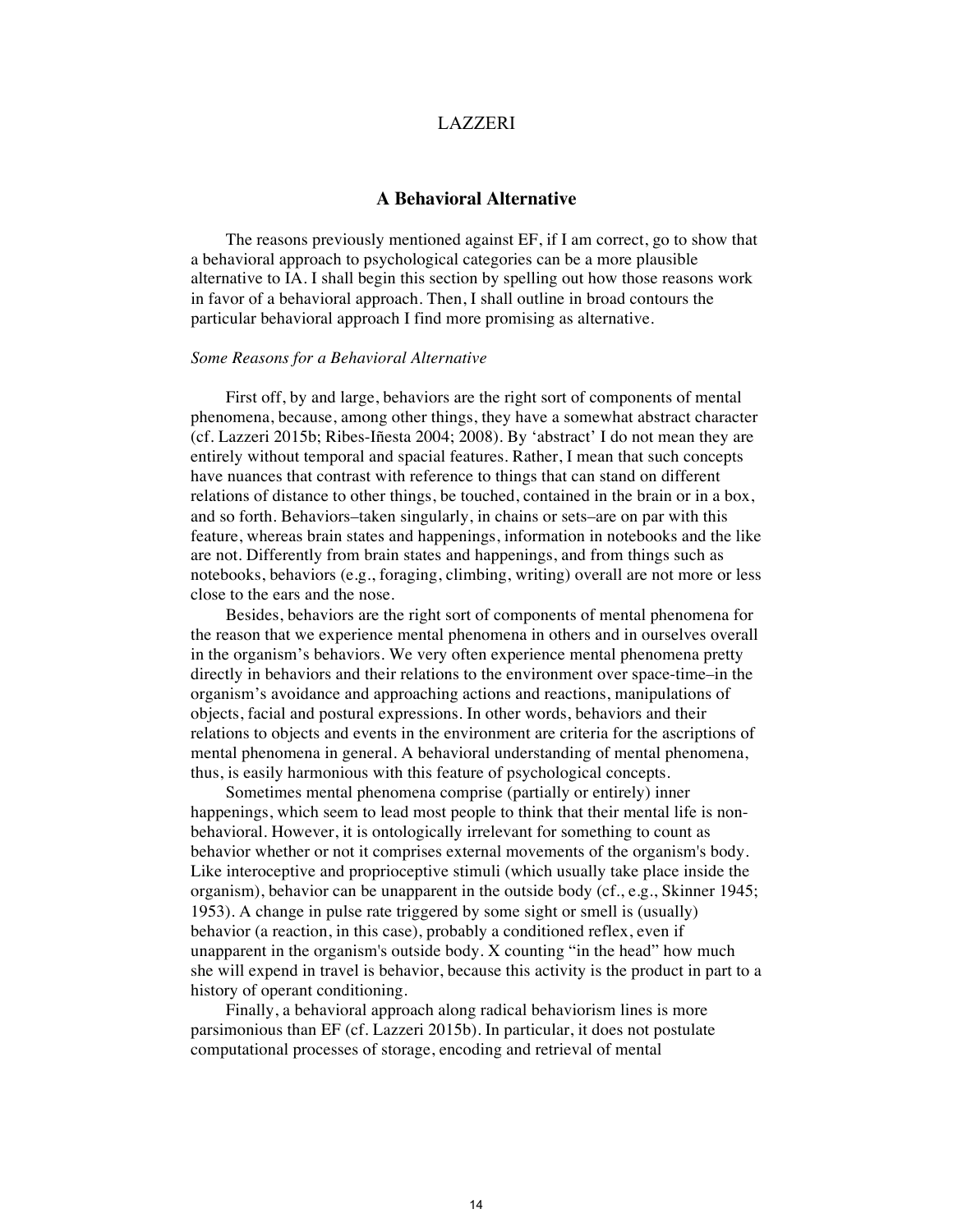## A Behavioral Alternative

The reasons previously mentioned against EF, if I am correct, go to show that a behavioral approach to psychological categories can be a more plausible alternative to IA. I shall begin this section by spelling out how those reasons work in favor of a behavioral approach. Then, I shall outline in broad contours the particular behavioral approach I find more promising as alternative.

### *Some Reasons for a Behavioral Alternative*

First off, by and large, behaviors are the right sort of components of mental phenomena, because, among other things, they have a somewhat abstract character (cf. Lazzeri 2015b; Ribes-Iñesta 2004; 2008). By 'abstract' I do not mean they are entirely without temporal and spacial features. Rather, I mean that such concepts have nuances that contrast with reference to things that can stand on different relations of distance to other things, be touched, contained in the brain or in a box, and so forth. Behaviors–taken singularly, in chains or sets–are on par with this feature, whereas brain states and happenings, information in notebooks and the like are not. Differently from brain states and happenings, and from things such as notebooks, behaviors (e.g., foraging, climbing, writing) overall are not more or less close to the ears and the nose.

Besides, behaviors are the right sort of components of mental phenomena for the reason that we experience mental phenomena in others and in ourselves overall in the organism's behaviors. We very often experience mental phenomena pretty directly in behaviors and their relations to the environment over space-time–in the organism's avoidance and approaching actions and reactions, manipulations of objects, facial and postural expressions. In other words, behaviors and their relations to objects and events in the environment are criteria for the ascriptions of mental phenomena in general. A behavioral understanding of mental phenomena, thus, is easily harmonious with this feature of psychological concepts.

Sometimes mental phenomena comprise (partially or entirely) inner happenings, which seem to lead most people to think that their mental life is non-behavioral. However, it is ontologically irrelevant for something to count as behavior whether or not it comprises external movements of the organism's body. Like interoceptive and proprioceptive stimuli (which usually take place inside the organism), behavior can be unapparent in the outside body (cf., e.g., Skinner 1945; 1953). A change in pulse rate triggered by some sight or smell is (usually) behavior (a reaction, in this case), probably a conditioned reflex, even if unapparent in the organism's outside body. X counting "in the head" how much she will expend in travel is behavior, because this activity is the product in part to a history of operant conditioning.

Finally, a behavioral approach along radical behaviorism lines is more parsimonious than EF (cf. Lazzeri 2015b). In particular, it does not postulate computational processes of storage, encoding and retrieval of mental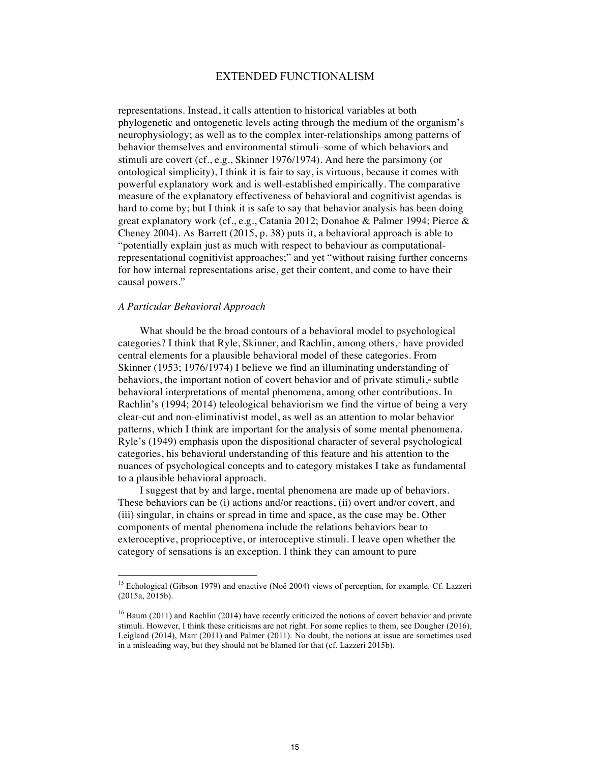representations. Instead, it calls attention to historical variables at both phylogenetic and ontogenetic levels acting through the medium of the organism's neurophysiology; as well as to the complex inter-relationships among patterns of behavior themselves and environmental stimuli–some of which behaviors and stimuli are covert (cf., e.g., Skinner 1976/1974). And here the parsimony (or ontological simplicity), I think it is fair to say, is virtuous, because it comes with powerful explanatory work and is well-established empirically. The comparative measure of the explanatory effectiveness of behavioral and cognitivist agendas is hard to come by; but I think it is safe to say that behavior analysis has been doing great explanatory work (cf., e.g., Catania 2012; Donahoe & Palmer 1994; Pierce & Cheney 2004). As Barrett (2015, p. 38) puts it, a behavioral approach is able to "potentially explain just as much with respect to behaviour as computational-representational cognitivist approaches;" and yet "without raising further concerns for how internal representations arise, get their content, and come to have their causal powers."

### *A Particular Behavioral Approach*

What should be the broad contours of a behavioral model to psychological categories? I think that Ryle, Skinner, and Rachlin, among others,[15] have provided central elements for a plausible behavioral model of these categories. From Skinner (1953; 1976/1974) I believe we find an illuminating understanding of behaviors, the important notion of covert behavior and of private stimuli,[16] subtle behavioral interpretations of mental phenomena, among other contributions. In Rachlin's (1994; 2014) teleological behaviorism we find the virtue of being a very clear-cut and non-eliminativist model, as well as an attention to molar behavior patterns, which I think are important for the analysis of some mental phenomena. Ryle's (1949) emphasis upon the dispositional character of several psychological categories, his behavioral understanding of this feature and his attention to the nuances of psychological concepts and to category mistakes I take as fundamental to a plausible behavioral approach.

I suggest that by and large, mental phenomena are made up of behaviors. These behaviors can be (i) actions and/or reactions, (ii) overt and/or covert, and (iii) singular, in chains or spread in time and space, as the case may be. Other components of mental phenomena include the relations behaviors bear to exteroceptive, proprioceptive, or interoceptive stimuli. I leave open whether the category of sensations is an exception. I think they can amount to pure

---

[15] Echological (Gibson 1979) and enactive (Noë 2004) views of perception, for example. Cf. Lazzeri (2015a, 2015b).

[16] Baum (2011) and Rachlin (2014) have recently criticized the notions of covert behavior and private stimuli. However, I think these criticisms are not right. For some replies to them, see Dougher (2016), Leigland (2014), Marr (2011) and Palmer (2011). No doubt, the notions at issue are sometimes used in a misleading way, but they should not be blamed for that (cf. Lazzeri 2015b).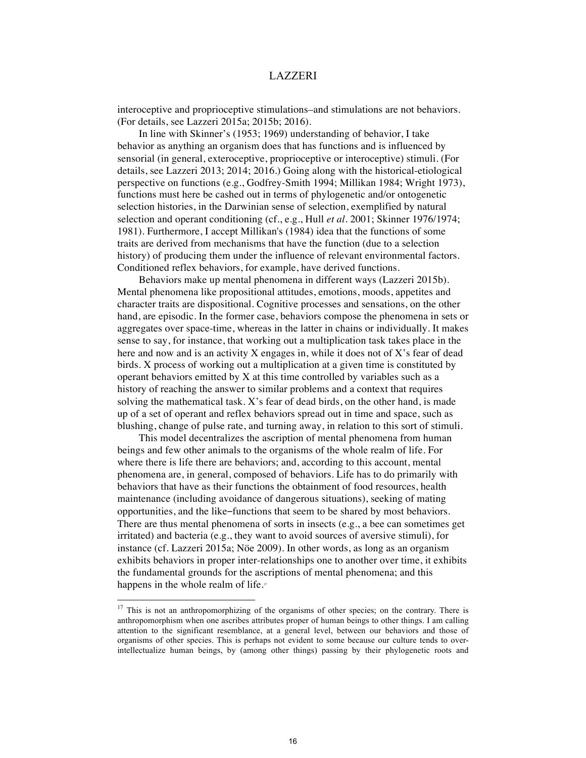interoceptive and proprioceptive stimulations–and stimulations are not behaviors. (For details, see Lazzeri 2015a; 2015b; 2016).

In line with Skinner's (1953; 1969) understanding of behavior, I take behavior as anything an organism does that has functions and is influenced by sensorial (in general, exteroceptive, proprioceptive or interoceptive) stimuli. (For details, see Lazzeri 2013; 2014; 2016.) Going along with the historical-etiological perspective on functions (e.g., Godfrey-Smith 1994; Millikan 1984; Wright 1973), functions must here be cashed out in terms of phylogenetic and/or ontogenetic selection histories, in the Darwinian sense of selection, exemplified by natural selection and operant conditioning (cf., e.g., Hull *et al*. 2001; Skinner 1976/1974; 1981). Furthermore, I accept Millikan's (1984) idea that the functions of some traits are derived from mechanisms that have the function (due to a selection history) of producing them under the influence of relevant environmental factors. Conditioned reflex behaviors, for example, have derived functions.

Behaviors make up mental phenomena in different ways (Lazzeri 2015b). Mental phenomena like propositional attitudes, emotions, moods, appetites and character traits are dispositional. Cognitive processes and sensations, on the other hand, are episodic. In the former case, behaviors compose the phenomena in sets or aggregates over space-time, whereas in the latter in chains or individually. It makes sense to say, for instance, that working out a multiplication task takes place in the here and now and is an activity X engages in, while it does not of X's fear of dead birds. X process of working out a multiplication at a given time is constituted by operant behaviors emitted by X at this time controlled by variables such as a history of reaching the answer to similar problems and a context that requires solving the mathematical task. X's fear of dead birds, on the other hand, is made up of a set of operant and reflex behaviors spread out in time and space, such as blushing, change of pulse rate, and turning away, in relation to this sort of stimuli.

This model decentralizes the ascription of mental phenomena from human beings and few other animals to the organisms of the whole realm of life. For where there is life there are behaviors; and, according to this account, mental phenomena are, in general, composed of behaviors. Life has to do primarily with behaviors that have as their functions the obtainment of food resources, health maintenance (including avoidance of dangerous situations), seeking of mating opportunities, and the like–functions that seem to be shared by most behaviors. There are thus mental phenomena of sorts in insects (e.g., a bee can sometimes get irritated) and bacteria (e.g., they want to avoid sources of aversive stimuli), for instance (cf. Lazzeri 2015a; Nöe 2009). In other words, as long as an organism exhibits behaviors in proper inter-relationships one to another over time, it exhibits the fundamental grounds for the ascriptions of mental phenomena; and this happens in the whole realm of life.[17]

---

[17] This is not an anthropomorphizing of the organisms of other species; on the contrary. There is anthropomorphism when one ascribes attributes proper of human beings to other things. I am calling attention to the significant resemblance, at a general level, between our behaviors and those of organisms of other species. This is perhaps not evident to some because our culture tends to over-intellectualize human beings, by (among other things) passing by their phylogenetic roots and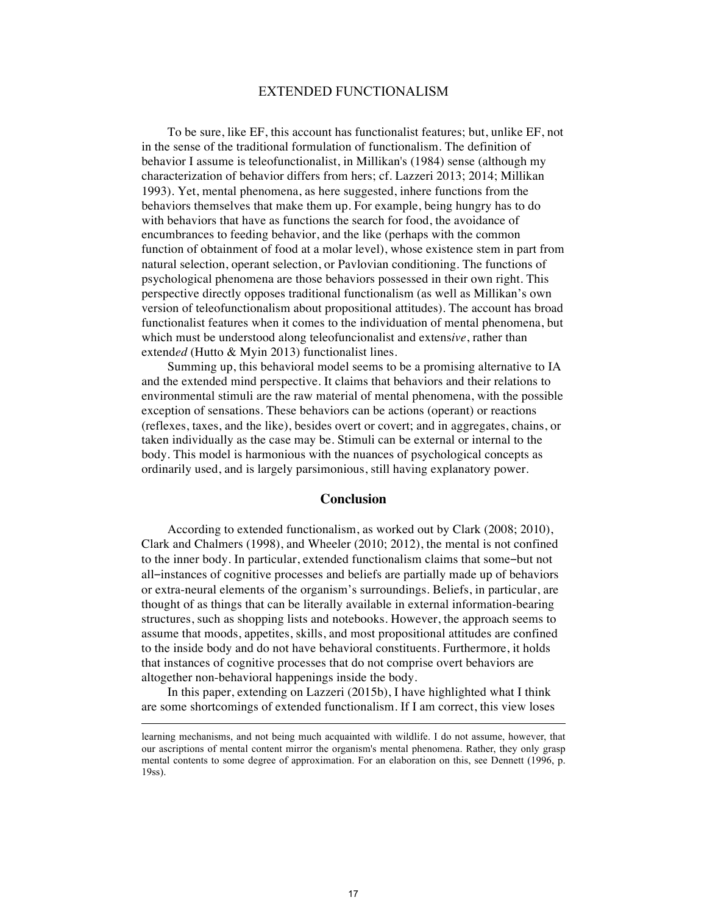To be sure, like EF, this account has functionalist features; but, unlike EF, not in the sense of the traditional formulation of functionalism. The definition of behavior I assume is teleofunctionalist, in Millikan's (1984) sense (although my characterization of behavior differs from hers; cf. Lazzeri 2013; 2014; Millikan 1993). Yet, mental phenomena, as here suggested, inhere functions from the behaviors themselves that make them up. For example, being hungry has to do with behaviors that have as functions the search for food, the avoidance of encumbrances to feeding behavior, and the like (perhaps with the common function of obtainment of food at a molar level), whose existence stem in part from natural selection, operant selection, or Pavlovian conditioning. The functions of psychological phenomena are those behaviors possessed in their own right. This perspective directly opposes traditional functionalism (as well as Millikan's own version of teleofunctionalism about propositional attitudes). The account has broad functionalist features when it comes to the individuation of mental phenomena, but which must be understood along teleofuncionalist and extens*ive*, rather than extend*ed* (Hutto & Myin 2013) functionalist lines.

Summing up, this behavioral model seems to be a promising alternative to IA and the extended mind perspective. It claims that behaviors and their relations to environmental stimuli are the raw material of mental phenomena, with the possible exception of sensations. These behaviors can be actions (operant) or reactions (reflexes, taxes, and the like), besides overt or covert; and in aggregates, chains, or taken individually as the case may be. Stimuli can be external or internal to the body. This model is harmonious with the nuances of psychological concepts as ordinarily used, and is largely parsimonious, still having explanatory power.

## Conclusion

According to extended functionalism, as worked out by Clark (2008; 2010), Clark and Chalmers (1998), and Wheeler (2010; 2012), the mental is not confined to the inner body. In particular, extended functionalism claims that some–but not all–instances of cognitive processes and beliefs are partially made up of behaviors or extra-neural elements of the organism's surroundings. Beliefs, in particular, are thought of as things that can be literally available in external information-bearing structures, such as shopping lists and notebooks. However, the approach seems to assume that moods, appetites, skills, and most propositional attitudes are confined to the inside body and do not have behavioral constituents. Furthermore, it holds that instances of cognitive processes that do not comprise overt behaviors are altogether non-behavioral happenings inside the body.

In this paper, extending on Lazzeri (2015b), I have highlighted what I think are some shortcomings of extended functionalism. If I am correct, this view loses

---

learning mechanisms, and not being much acquainted with wildlife. I do not assume, however, that our ascriptions of mental content mirror the organism's mental phenomena. Rather, they only grasp mental contents to some degree of approximation. For an elaboration on this, see Dennett (1996, p. 19ss).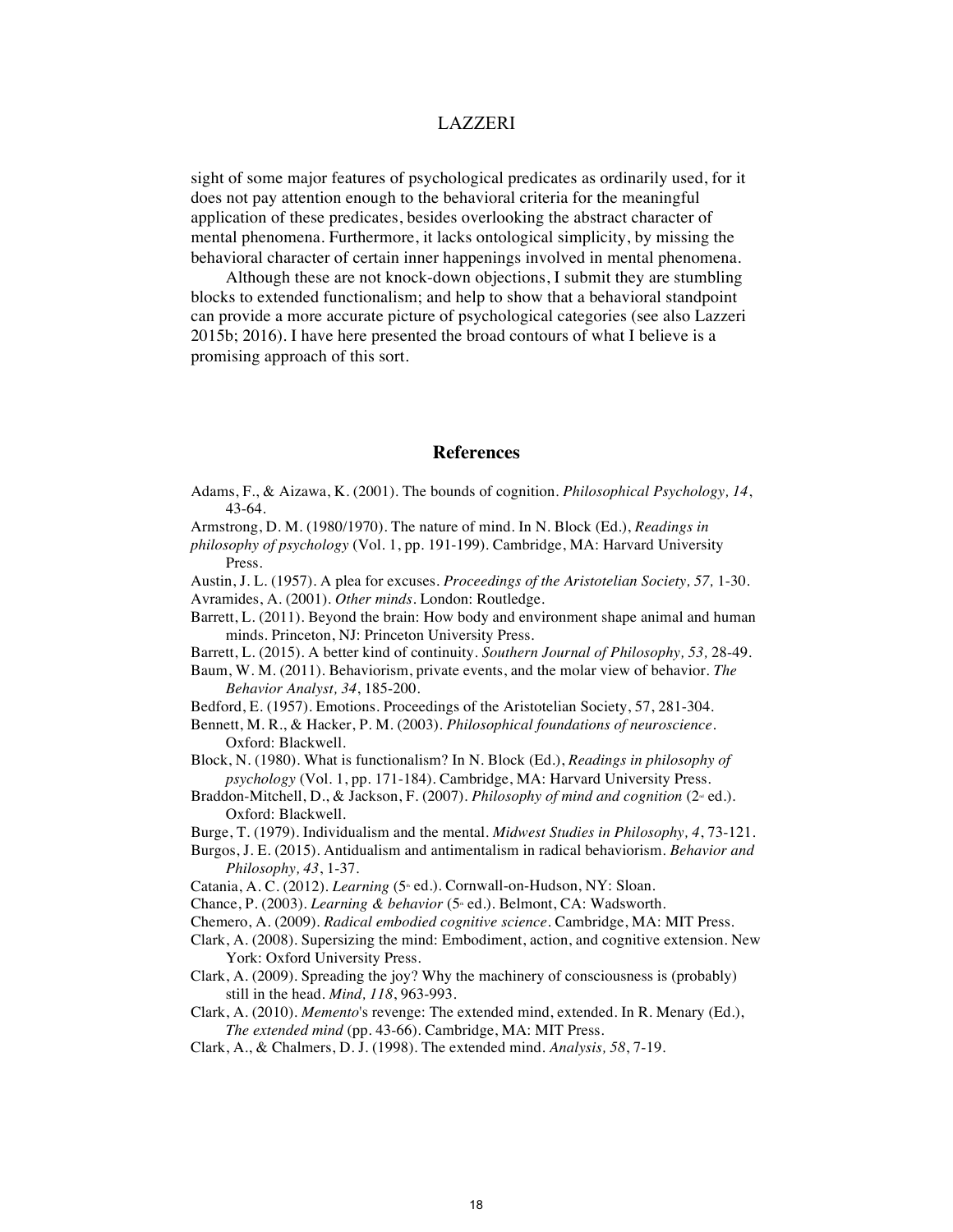sight of some major features of psychological predicates as ordinarily used, for it does not pay attention enough to the behavioral criteria for the meaningful application of these predicates, besides overlooking the abstract character of mental phenomena. Furthermore, it lacks ontological simplicity, by missing the behavioral character of certain inner happenings involved in mental phenomena.

Although these are not knock-down objections, I submit they are stumbling blocks to extended functionalism; and help to show that a behavioral standpoint can provide a more accurate picture of psychological categories (see also Lazzeri 2015b; 2016). I have here presented the broad contours of what I believe is a promising approach of this sort.

## References

Adams, F., & Aizawa, K. (2001). The bounds of cognition. *Philosophical Psychology, 14*, 43-64.

Armstrong, D. M. (1980/1970). The nature of mind. In N. Block (Ed.), *Readings in philosophy of psychology* (Vol. 1, pp. 191-199). Cambridge, MA: Harvard University Press.

Austin, J. L. (1957). A plea for excuses. *Proceedings of the Aristotelian Society, 57,* 1-30.

Avramides, A. (2001). *Other minds*. London: Routledge.

Barrett, L. (2011). Beyond the brain: How body and environment shape animal and human minds. Princeton, NJ: Princeton University Press.

Barrett, L. (2015). A better kind of continuity. *Southern Journal of Philosophy, 53,* 28-49.

Baum, W. M. (2011). Behaviorism, private events, and the molar view of behavior. *The Behavior Analyst, 34*, 185-200.

Bedford, E. (1957). Emotions. Proceedings of the Aristotelian Society, 57, 281-304.

Bennett, M. R., & Hacker, P. M. (2003). *Philosophical foundations of neuroscience*. Oxford: Blackwell.

Block, N. (1980). What is functionalism? In N. Block (Ed.), *Readings in philosophy of psychology* (Vol. 1, pp. 171-184). Cambridge, MA: Harvard University Press.

Braddon-Mitchell, D., & Jackson, F. (2007). *Philosophy of mind and cognition* (2nd ed.). Oxford: Blackwell.

Burge, T. (1979). Individualism and the mental. *Midwest Studies in Philosophy, 4*, 73-121.

Burgos, J. E. (2015). Antidualism and antimentalism in radical behaviorism. *Behavior and Philosophy, 43*, 1-37.

Catania, A. C. (2012). *Learning* (5th ed.). Cornwall-on-Hudson, NY: Sloan.

Chance, P. (2003). *Learning & behavior* (5th ed.). Belmont, CA: Wadsworth.

Chemero, A. (2009). *Radical embodied cognitive science*. Cambridge, MA: MIT Press.

Clark, A. (2008). Supersizing the mind: Embodiment, action, and cognitive extension. New York: Oxford University Press.

Clark, A. (2009). Spreading the joy? Why the machinery of consciousness is (probably) still in the head. *Mind, 118*, 963-993.

Clark, A. (2010). *Memento*'s revenge: The extended mind, extended. In R. Menary (Ed.), *The extended mind* (pp. 43-66). Cambridge, MA: MIT Press.

Clark, A., & Chalmers, D. J. (1998). The extended mind. *Analysis, 58*, 7-19.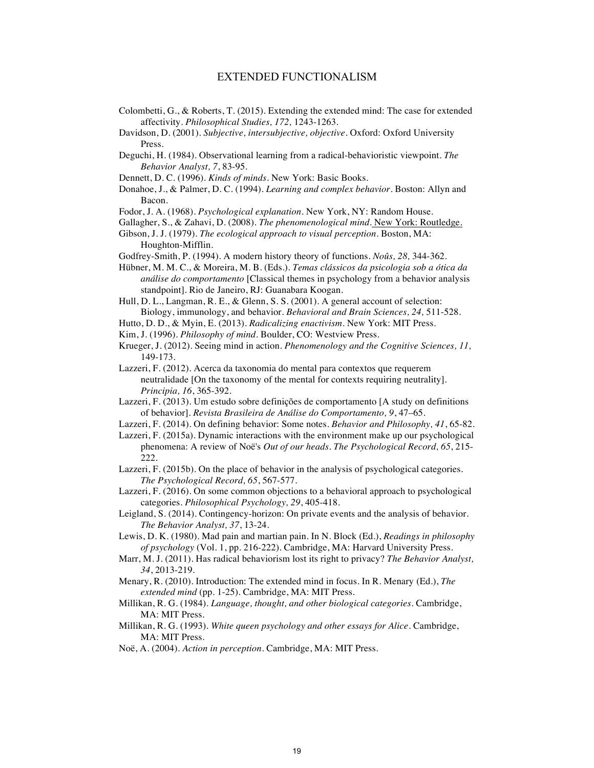Colombetti, G., & Roberts, T. (2015). Extending the extended mind: The case for extended affectivity. *Philosophical Studies, 172,* 1243-1263.

Davidson, D. (2001). *Subjective, intersubjective, objective*. Oxford: Oxford University Press.

Deguchi, H. (1984). Observational learning from a radical-behavioristic viewpoint. *The Behavior Analyst, 7*, 83-95.

Dennett, D. C. (1996). *Kinds of minds*. New York: Basic Books.

Donahoe, J., & Palmer, D. C. (1994). *Learning and complex behavior*. Boston: Allyn and Bacon.

Fodor, J. A. (1968). *Psychological explanation*. New York, NY: Random House.

Gallagher, S., & Zahavi, D. (2008). *The phenomenological mind*. New York: Routledge.

Gibson, J. J. (1979). *The ecological approach to visual perception*. Boston, MA: Houghton-Mifflin.

Godfrey-Smith, P. (1994). A modern history theory of functions. *Noûs, 28,* 344-362.

Hübner, M. M. C., & Moreira, M. B. (Eds.). *Temas clássicos da psicologia sob a ótica da análise do comportamento* [Classical themes in psychology from a behavior analysis standpoint]. Rio de Janeiro, RJ: Guanabara Koogan.

Hull, D. L., Langman, R. E., & Glenn, S. S. (2001). A general account of selection: Biology, immunology, and behavior. *Behavioral and Brain Sciences, 24,* 511-528.

Hutto, D. D., & Myin, E. (2013). *Radicalizing enactivism*. New York: MIT Press.

Kim, J. (1996). *Philosophy of mind*. Boulder, CO: Westview Press.

Krueger, J. (2012). Seeing mind in action. *Phenomenology and the Cognitive Sciences, 11,* 149-173.

Lazzeri, F. (2012). Acerca da taxonomia do mental para contextos que requerem neutralidade [On the taxonomy of the mental for contexts requiring neutrality]. *Principia, 16*, 365-392.

Lazzeri, F. (2013). Um estudo sobre definições de comportamento [A study on definitions of behavior]. *Revista Brasileira de Análise do Comportamento, 9*, 47–65.

Lazzeri, F. (2014). On defining behavior: Some notes. *Behavior and Philosophy, 41*, 65-82.

Lazzeri, F. (2015a). Dynamic interactions with the environment make up our psychological phenomena: A review of Noë's *Out of our heads*. *The Psychological Record, 65*, 215-222.

Lazzeri, F. (2015b). On the place of behavior in the analysis of psychological categories. *The Psychological Record, 65*, 567-577.

Lazzeri, F. (2016). On some common objections to a behavioral approach to psychological categories. *Philosophical Psychology, 29*, 405-418.

Leigland, S. (2014). Contingency-horizon: On private events and the analysis of behavior. *The Behavior Analyst, 37*, 13-24.

Lewis, D. K. (1980). Mad pain and martian pain. In N. Block (Ed.), *Readings in philosophy of psychology* (Vol. 1, pp. 216-222). Cambridge, MA: Harvard University Press.

Marr, M. J. (2011). Has radical behaviorism lost its right to privacy? *The Behavior Analyst, 34*, 2013-219.

Menary, R. (2010). Introduction: The extended mind in focus. In R. Menary (Ed.), *The extended mind* (pp. 1-25). Cambridge, MA: MIT Press.

Millikan, R. G. (1984). *Language, thought, and other biological categories*. Cambridge, MA: MIT Press.

Millikan, R. G. (1993). *White queen psychology and other essays for Alice*. Cambridge, MA: MIT Press.

Noë, A. (2004). *Action in perception*. Cambridge, MA: MIT Press.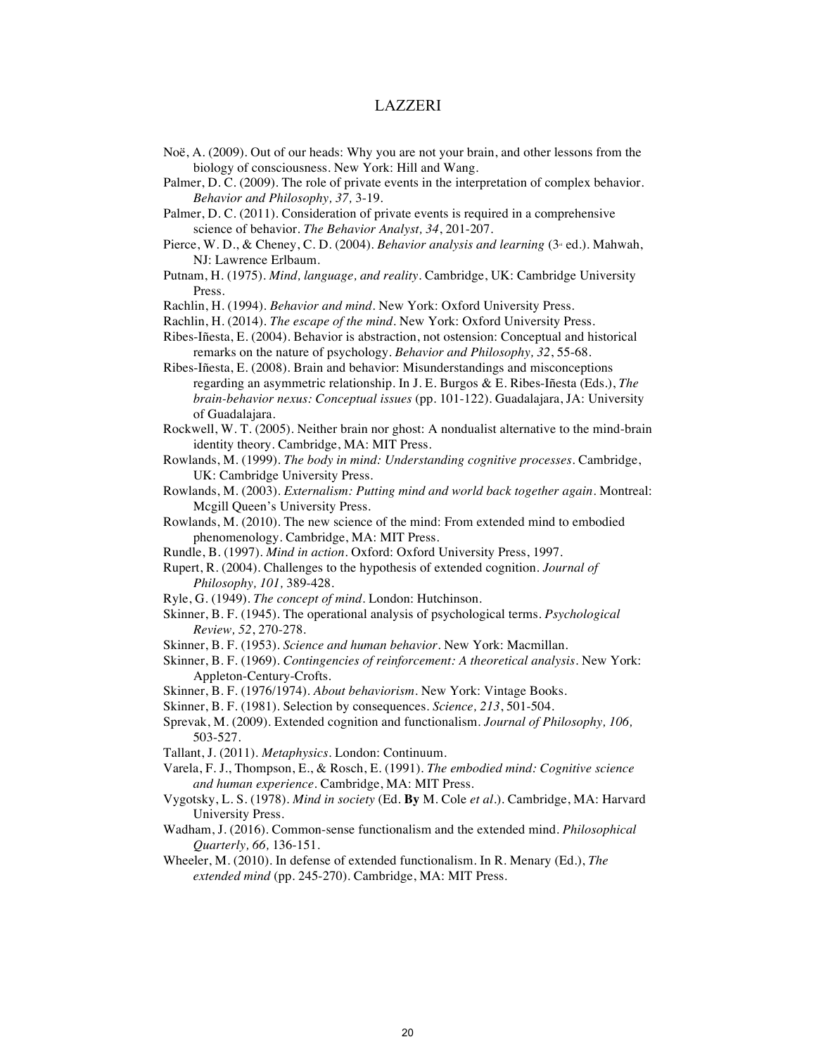Noë, A. (2009). Out of our heads: Why you are not your brain, and other lessons from the biology of consciousness. New York: Hill and Wang.

Palmer, D. C. (2009). The role of private events in the interpretation of complex behavior. *Behavior and Philosophy, 37,* 3-19.

Palmer, D. C. (2011). Consideration of private events is required in a comprehensive science of behavior. *The Behavior Analyst, 34*, 201-207.

Pierce, W. D., & Cheney, C. D. (2004). *Behavior analysis and learning* (3rd ed.). Mahwah, NJ: Lawrence Erlbaum.

Putnam, H. (1975). *Mind, language, and reality*. Cambridge, UK: Cambridge University Press.

Rachlin, H. (1994). *Behavior and mind*. New York: Oxford University Press.

Rachlin, H. (2014). *The escape of the mind*. New York: Oxford University Press.

Ribes-Iñesta, E. (2004). Behavior is abstraction, not ostension: Conceptual and historical remarks on the nature of psychology. *Behavior and Philosophy, 32*, 55-68.

Ribes-Iñesta, E. (2008). Brain and behavior: Misunderstandings and misconceptions regarding an asymmetric relationship. In J. E. Burgos & E. Ribes-Iñesta (Eds.), *The brain-behavior nexus: Conceptual issues* (pp. 101-122). Guadalajara, JA: University of Guadalajara.

Rockwell, W. T. (2005). Neither brain nor ghost: A nondualist alternative to the mind-brain identity theory. Cambridge, MA: MIT Press.

Rowlands, M. (1999). *The body in mind: Understanding cognitive processes*. Cambridge, UK: Cambridge University Press.

Rowlands, M. (2003). *Externalism: Putting mind and world back together again*. Montreal: Mcgill Queen's University Press.

Rowlands, M. (2010). The new science of the mind: From extended mind to embodied phenomenology. Cambridge, MA: MIT Press.

Rundle, B. (1997). *Mind in action*. Oxford: Oxford University Press, 1997.

Rupert, R. (2004). Challenges to the hypothesis of extended cognition. *Journal of Philosophy, 101,* 389-428.

Ryle, G. (1949). *The concept of mind*. London: Hutchinson.

Skinner, B. F. (1945). The operational analysis of psychological terms. *Psychological Review, 52*, 270-278.

Skinner, B. F. (1953). *Science and human behavior*. New York: Macmillan.

Skinner, B. F. (1969). *Contingencies of reinforcement: A theoretical analysis*. New York: Appleton-Century-Crofts.

Skinner, B. F. (1976/1974). *About behaviorism*. New York: Vintage Books.

Skinner, B. F. (1981). Selection by consequences. *Science, 213*, 501-504.

Sprevak, M. (2009). Extended cognition and functionalism. *Journal of Philosophy, 106,* 503-527.

Tallant, J. (2011). *Metaphysics*. London: Continuum.

Varela, F. J., Thompson, E., & Rosch, E. (1991). *The embodied mind: Cognitive science and human experience*. Cambridge, MA: MIT Press.

Vygotsky, L. S. (1978). *Mind in society* (Ed. **By** M. Cole *et al*.). Cambridge, MA: Harvard University Press.

Wadham, J. (2016). Common-sense functionalism and the extended mind. *Philosophical Quarterly, 66,* 136-151.

Wheeler, M. (2010). In defense of extended functionalism. In R. Menary (Ed.), *The extended mind* (pp. 245-270). Cambridge, MA: MIT Press.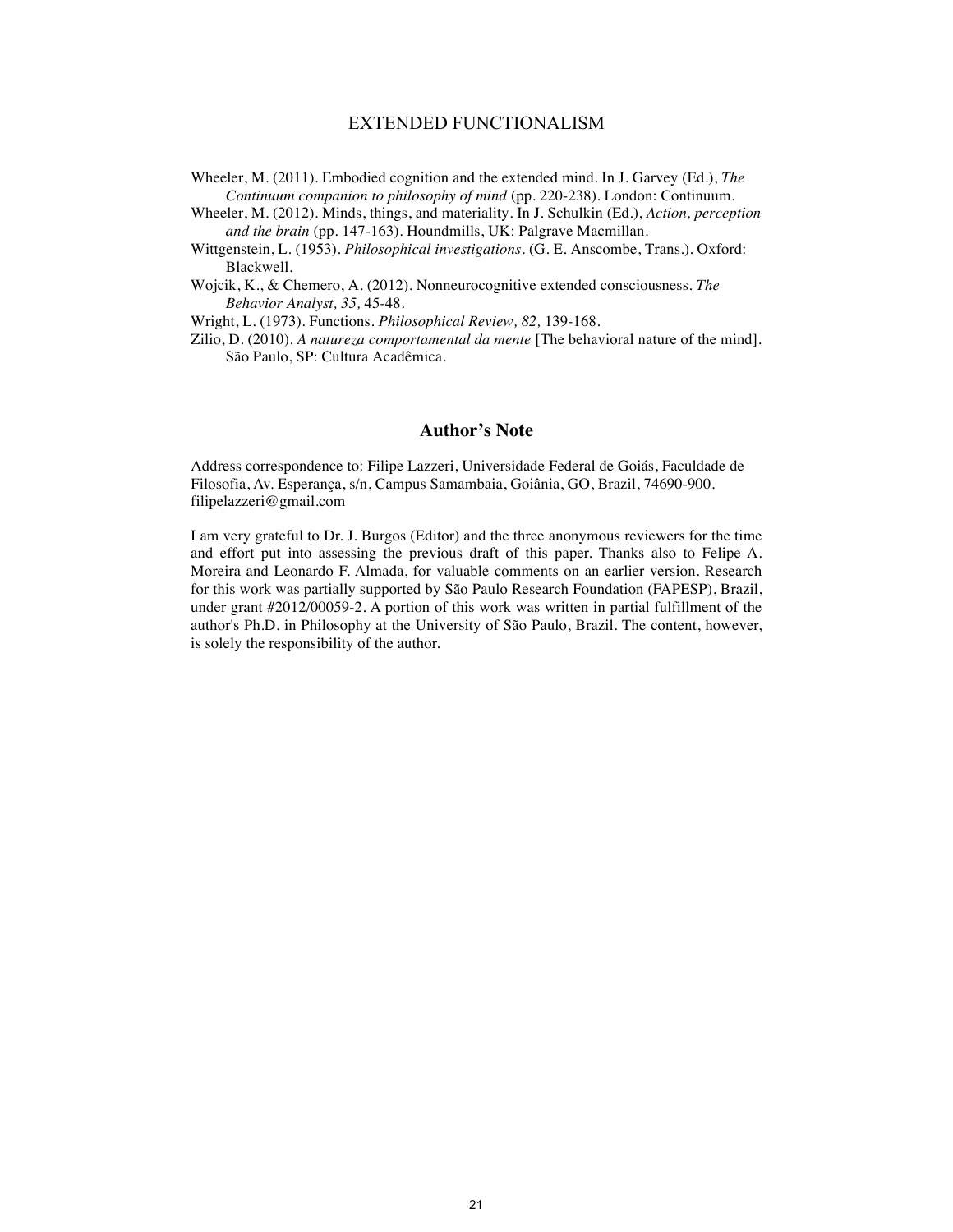Wheeler, M. (2011). Embodied cognition and the extended mind. In J. Garvey (Ed.), *The Continuum companion to philosophy of mind* (pp. 220-238). London: Continuum.

Wheeler, M. (2012). Minds, things, and materiality. In J. Schulkin (Ed.), *Action, perception and the brain* (pp. 147-163). Houndmills, UK: Palgrave Macmillan.

Wittgenstein, L. (1953). *Philosophical investigations*. (G. E. Anscombe, Trans.). Oxford: Blackwell.

Wojcik, K., & Chemero, A. (2012). Nonneurocognitive extended consciousness. *The Behavior Analyst, 35,* 45-48.

Wright, L. (1973). Functions. *Philosophical Review, 82,* 139-168.

Zilio, D. (2010). *A natureza comportamental da mente* [The behavioral nature of the mind]. São Paulo, SP: Cultura Acadêmica.

## Author's Note

Address correspondence to: Filipe Lazzeri, Universidade Federal de Goiás, Faculdade de Filosofia, Av. Esperança, s/n, Campus Samambaia, Goiânia, GO, Brazil, 74690-900. filipelazzeri@gmail.com

I am very grateful to Dr. J. Burgos (Editor) and the three anonymous reviewers for the time and effort put into assessing the previous draft of this paper. Thanks also to Felipe A. Moreira and Leonardo F. Almada, for valuable comments on an earlier version. Research for this work was partially supported by São Paulo Research Foundation (FAPESP), Brazil, under grant #2012/00059-2. A portion of this work was written in partial fulfillment of the author's Ph.D. in Philosophy at the University of São Paulo, Brazil. The content, however, is solely the responsibility of the author.